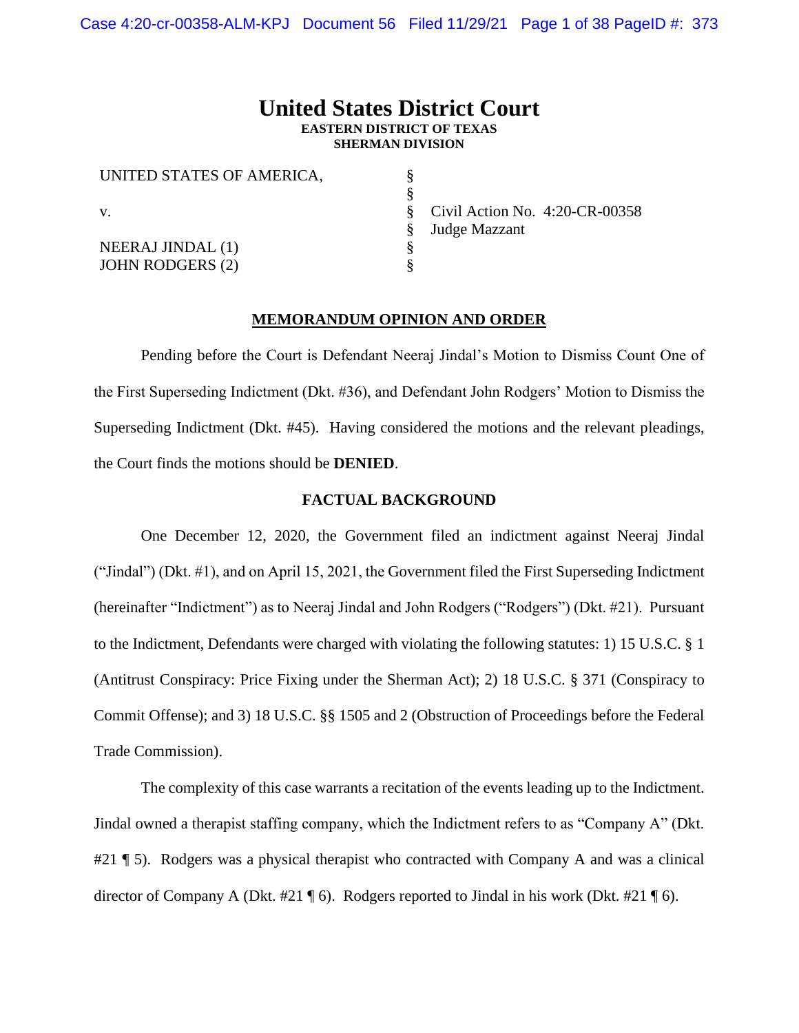# United States District Court
**EASTERN DISTRICT OF TEXAS**
**SHERMAN DIVISION**

| | | |
|---|---|---|
| UNITED STATES OF AMERICA, | § | |
| | § | |
| v. | § | Civil Action No. 4:20-CR-00358 |
| | § | Judge Mazzant |
| NEERAJ JINDAL (1) | § | |
| JOHN RODGERS (2) | § | |

## MEMORANDUM OPINION AND ORDER

Pending before the Court is Defendant Neeraj Jindal's Motion to Dismiss Count One of the First Superseding Indictment (Dkt. #36), and Defendant John Rodgers' Motion to Dismiss the Superseding Indictment (Dkt. #45). Having considered the motions and the relevant pleadings, the Court finds the motions should be **DENIED**.

## FACTUAL BACKGROUND

One December 12, 2020, the Government filed an indictment against Neeraj Jindal ("Jindal") (Dkt. #1), and on April 15, 2021, the Government filed the First Superseding Indictment (hereinafter "Indictment") as to Neeraj Jindal and John Rodgers ("Rodgers") (Dkt. #21). Pursuant to the Indictment, Defendants were charged with violating the following statutes: 1) 15 U.S.C. § 1 (Antitrust Conspiracy: Price Fixing under the Sherman Act); 2) 18 U.S.C. § 371 (Conspiracy to Commit Offense); and 3) 18 U.S.C. §§ 1505 and 2 (Obstruction of Proceedings before the Federal Trade Commission).

The complexity of this case warrants a recitation of the events leading up to the Indictment. Jindal owned a therapist staffing company, which the Indictment refers to as "Company A" (Dkt. #21 ¶ 5). Rodgers was a physical therapist who contracted with Company A and was a clinical director of Company A (Dkt. #21 ¶ 6). Rodgers reported to Jindal in his work (Dkt. #21 ¶ 6).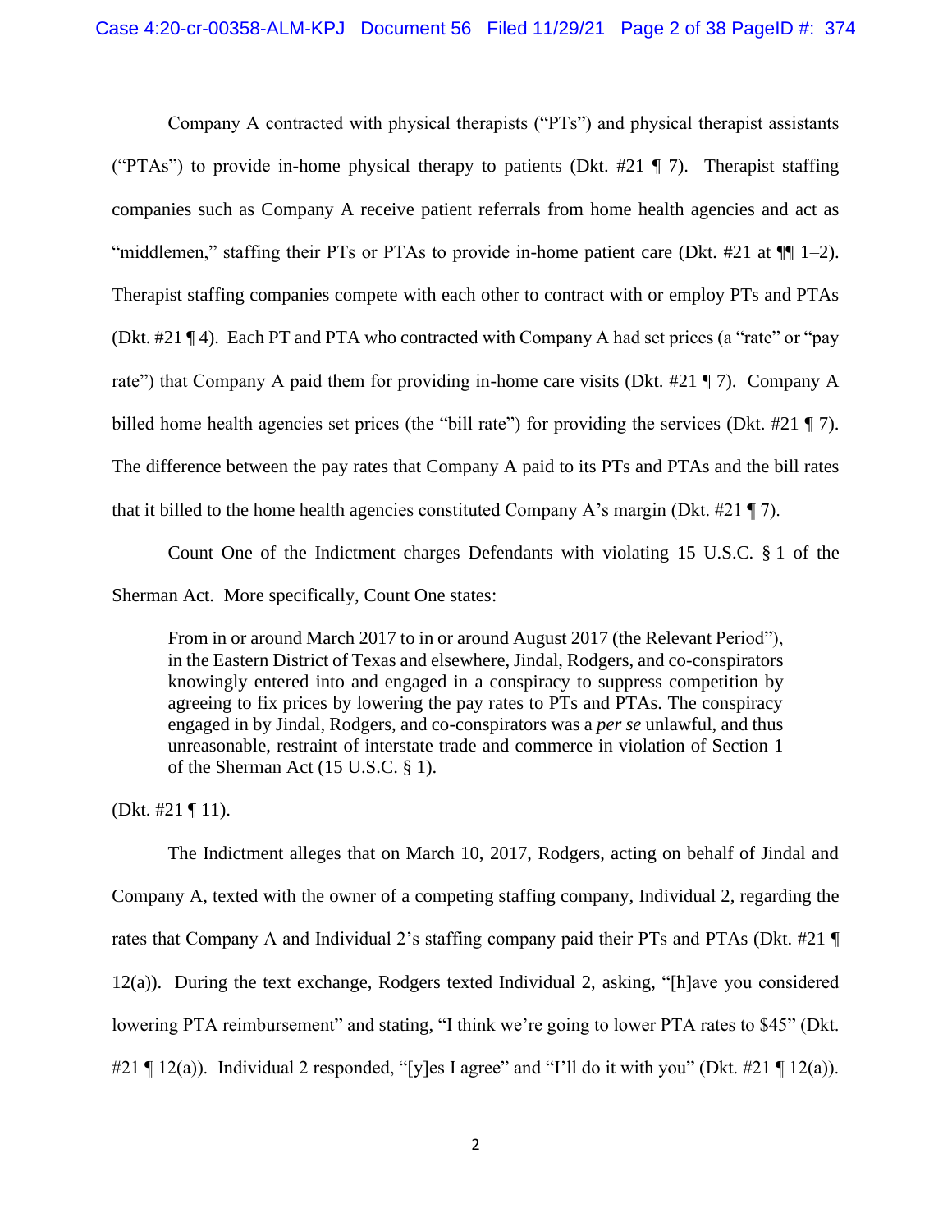Company A contracted with physical therapists ("PTs") and physical therapist assistants ("PTAs") to provide in-home physical therapy to patients (Dkt. #21 ¶ 7). Therapist staffing companies such as Company A receive patient referrals from home health agencies and act as "middlemen," staffing their PTs or PTAs to provide in-home patient care (Dkt. #21 at ¶¶ 1–2). Therapist staffing companies compete with each other to contract with or employ PTs and PTAs (Dkt. #21 ¶ 4). Each PT and PTA who contracted with Company A had set prices (a "rate" or "pay rate") that Company A paid them for providing in-home care visits (Dkt. #21 ¶ 7). Company A billed home health agencies set prices (the "bill rate") for providing the services (Dkt. #21 ¶ 7). The difference between the pay rates that Company A paid to its PTs and PTAs and the bill rates that it billed to the home health agencies constituted Company A's margin (Dkt. #21 ¶ 7).

Count One of the Indictment charges Defendants with violating 15 U.S.C. § 1 of the Sherman Act. More specifically, Count One states:

> From in or around March 2017 to in or around August 2017 (the Relevant Period"), in the Eastern District of Texas and elsewhere, Jindal, Rodgers, and co-conspirators knowingly entered into and engaged in a conspiracy to suppress competition by agreeing to fix prices by lowering the pay rates to PTs and PTAs. The conspiracy engaged in by Jindal, Rodgers, and co-conspirators was a *per se* unlawful, and thus unreasonable, restraint of interstate trade and commerce in violation of Section 1 of the Sherman Act (15 U.S.C. § 1).

(Dkt. #21 ¶ 11).

The Indictment alleges that on March 10, 2017, Rodgers, acting on behalf of Jindal and Company A, texted with the owner of a competing staffing company, Individual 2, regarding the rates that Company A and Individual 2's staffing company paid their PTs and PTAs (Dkt. #21 ¶ 12(a)). During the text exchange, Rodgers texted Individual 2, asking, "[h]ave you considered lowering PTA reimbursement" and stating, "I think we're going to lower PTA rates to $45" (Dkt. #21 ¶ 12(a)). Individual 2 responded, "[y]es I agree" and "I'll do it with you" (Dkt. #21 ¶ 12(a)).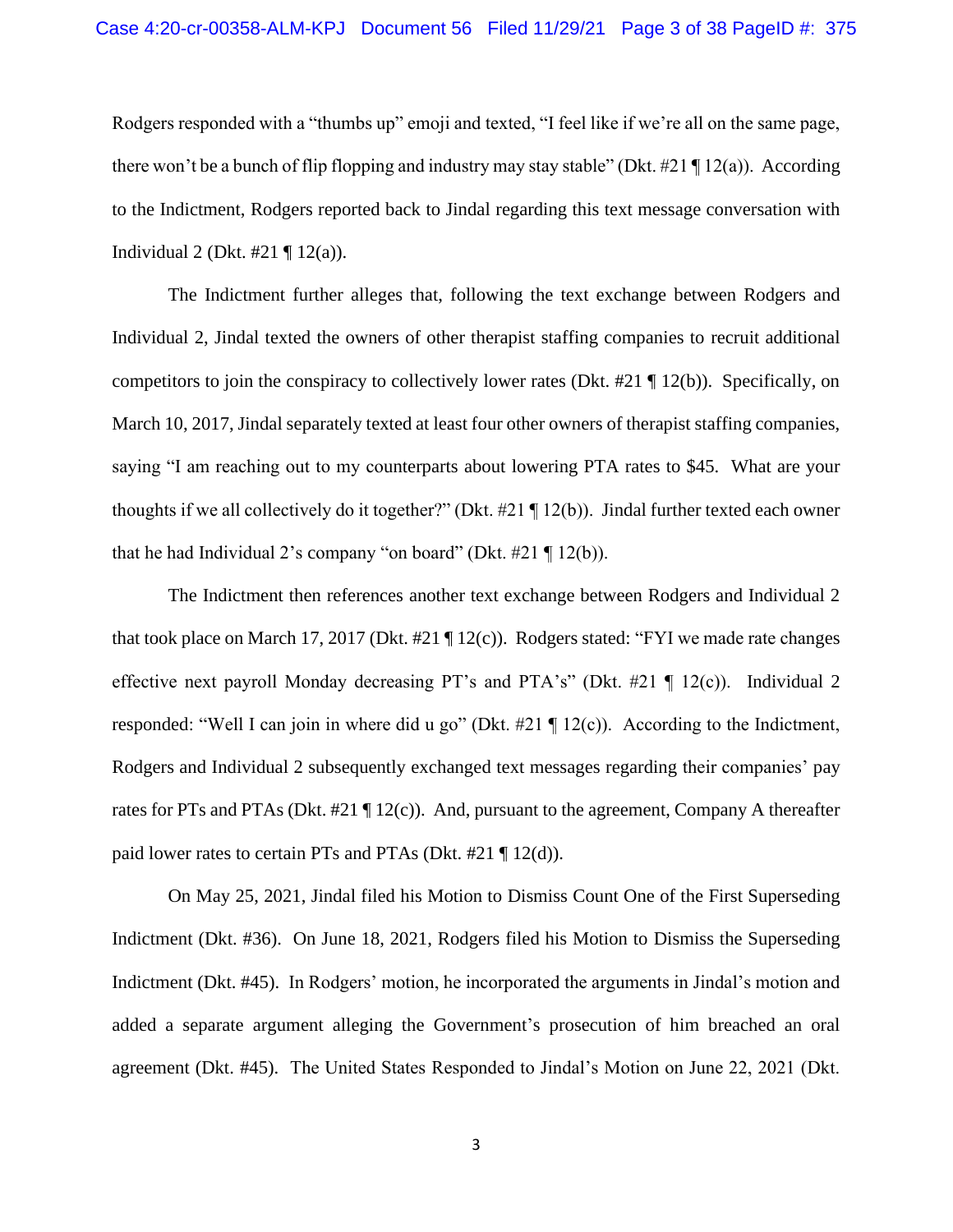Rodgers responded with a "thumbs up" emoji and texted, "I feel like if we're all on the same page, there won't be a bunch of flip flopping and industry may stay stable" (Dkt. #21 ¶ 12(a)). According to the Indictment, Rodgers reported back to Jindal regarding this text message conversation with Individual 2 (Dkt. #21 ¶ 12(a)).

The Indictment further alleges that, following the text exchange between Rodgers and Individual 2, Jindal texted the owners of other therapist staffing companies to recruit additional competitors to join the conspiracy to collectively lower rates (Dkt. #21 ¶ 12(b)). Specifically, on March 10, 2017, Jindal separately texted at least four other owners of therapist staffing companies, saying "I am reaching out to my counterparts about lowering PTA rates to $45. What are your thoughts if we all collectively do it together?" (Dkt. #21 ¶ 12(b)). Jindal further texted each owner that he had Individual 2's company "on board" (Dkt. #21 ¶ 12(b)).

The Indictment then references another text exchange between Rodgers and Individual 2 that took place on March 17, 2017 (Dkt. #21 ¶ 12(c)). Rodgers stated: "FYI we made rate changes effective next payroll Monday decreasing PT's and PTA's" (Dkt. #21 ¶ 12(c)). Individual 2 responded: "Well I can join in where did u go" (Dkt. #21 ¶ 12(c)). According to the Indictment, Rodgers and Individual 2 subsequently exchanged text messages regarding their companies' pay rates for PTs and PTAs (Dkt. #21 ¶ 12(c)). And, pursuant to the agreement, Company A thereafter paid lower rates to certain PTs and PTAs (Dkt. #21 ¶ 12(d)).

On May 25, 2021, Jindal filed his Motion to Dismiss Count One of the First Superseding Indictment (Dkt. #36). On June 18, 2021, Rodgers filed his Motion to Dismiss the Superseding Indictment (Dkt. #45). In Rodgers' motion, he incorporated the arguments in Jindal's motion and added a separate argument alleging the Government's prosecution of him breached an oral agreement (Dkt. #45). The United States Responded to Jindal's Motion on June 22, 2021 (Dkt.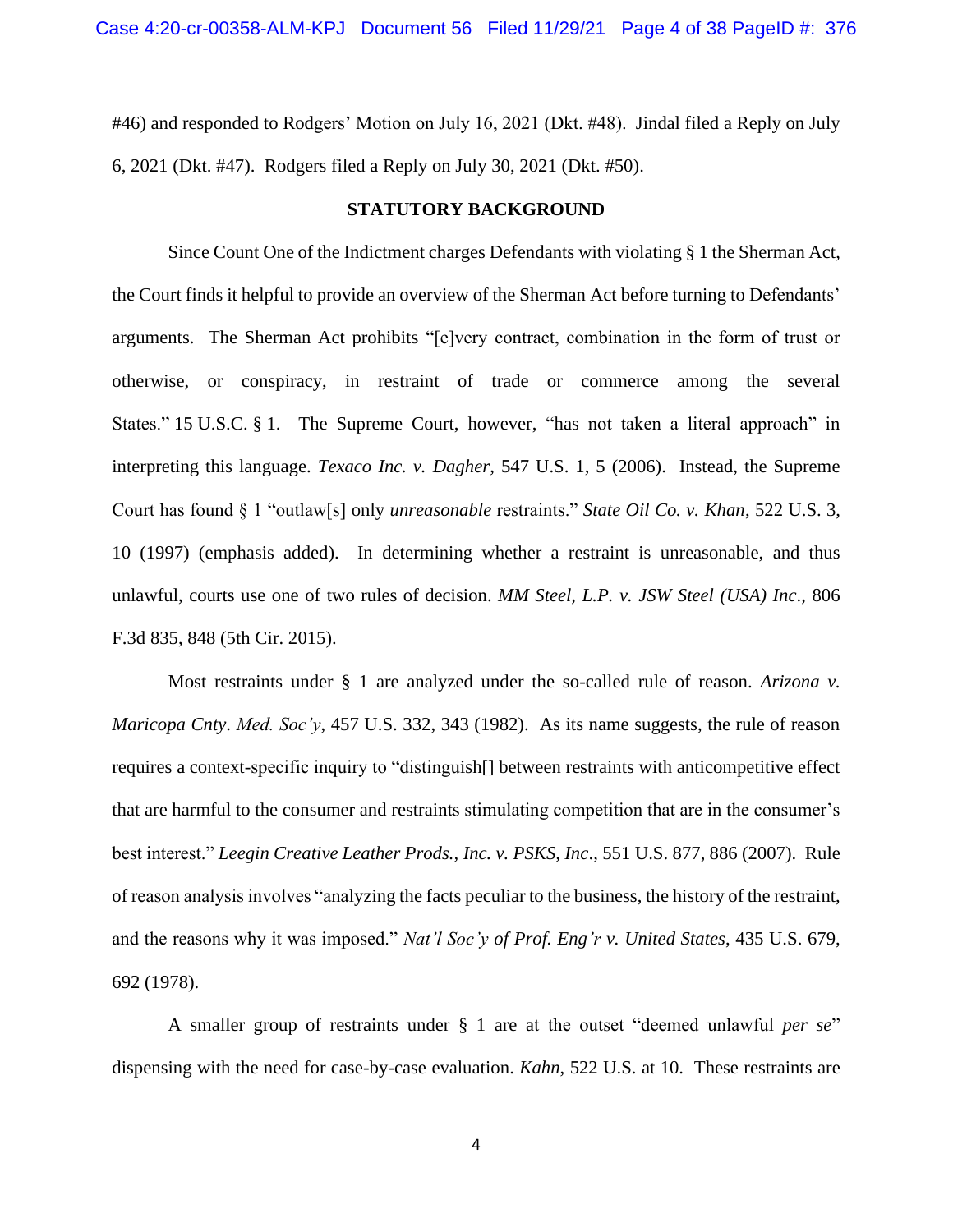#46) and responded to Rodgers' Motion on July 16, 2021 (Dkt. #48). Jindal filed a Reply on July 6, 2021 (Dkt. #47). Rodgers filed a Reply on July 30, 2021 (Dkt. #50).

## STATUTORY BACKGROUND

Since Count One of the Indictment charges Defendants with violating § 1 the Sherman Act, the Court finds it helpful to provide an overview of the Sherman Act before turning to Defendants' arguments. The Sherman Act prohibits "[e]very contract, combination in the form of trust or otherwise, or conspiracy, in restraint of trade or commerce among the several States." 15 U.S.C. § 1. The Supreme Court, however, "has not taken a literal approach" in interpreting this language. *Texaco Inc. v. Dagher*, 547 U.S. 1, 5 (2006). Instead, the Supreme Court has found § 1 "outlaw[s] only *unreasonable* restraints." *State Oil Co. v. Khan*, 522 U.S. 3, 10 (1997) (emphasis added). In determining whether a restraint is unreasonable, and thus unlawful, courts use one of two rules of decision. *MM Steel, L.P. v. JSW Steel (USA) Inc.*, 806 F.3d 835, 848 (5th Cir. 2015).

Most restraints under § 1 are analyzed under the so-called rule of reason. *Arizona v. Maricopa Cnty. Med. Soc'y*, 457 U.S. 332, 343 (1982). As its name suggests, the rule of reason requires a context-specific inquiry to "distinguish[] between restraints with anticompetitive effect that are harmful to the consumer and restraints stimulating competition that are in the consumer's best interest." *Leegin Creative Leather Prods., Inc. v. PSKS, Inc.*, 551 U.S. 877, 886 (2007). Rule of reason analysis involves "analyzing the facts peculiar to the business, the history of the restraint, and the reasons why it was imposed." *Nat'l Soc'y of Prof. Eng'r v. United States*, 435 U.S. 679, 692 (1978).

A smaller group of restraints under § 1 are at the outset "deemed unlawful *per se*" dispensing with the need for case-by-case evaluation. *Kahn*, 522 U.S. at 10. These restraints are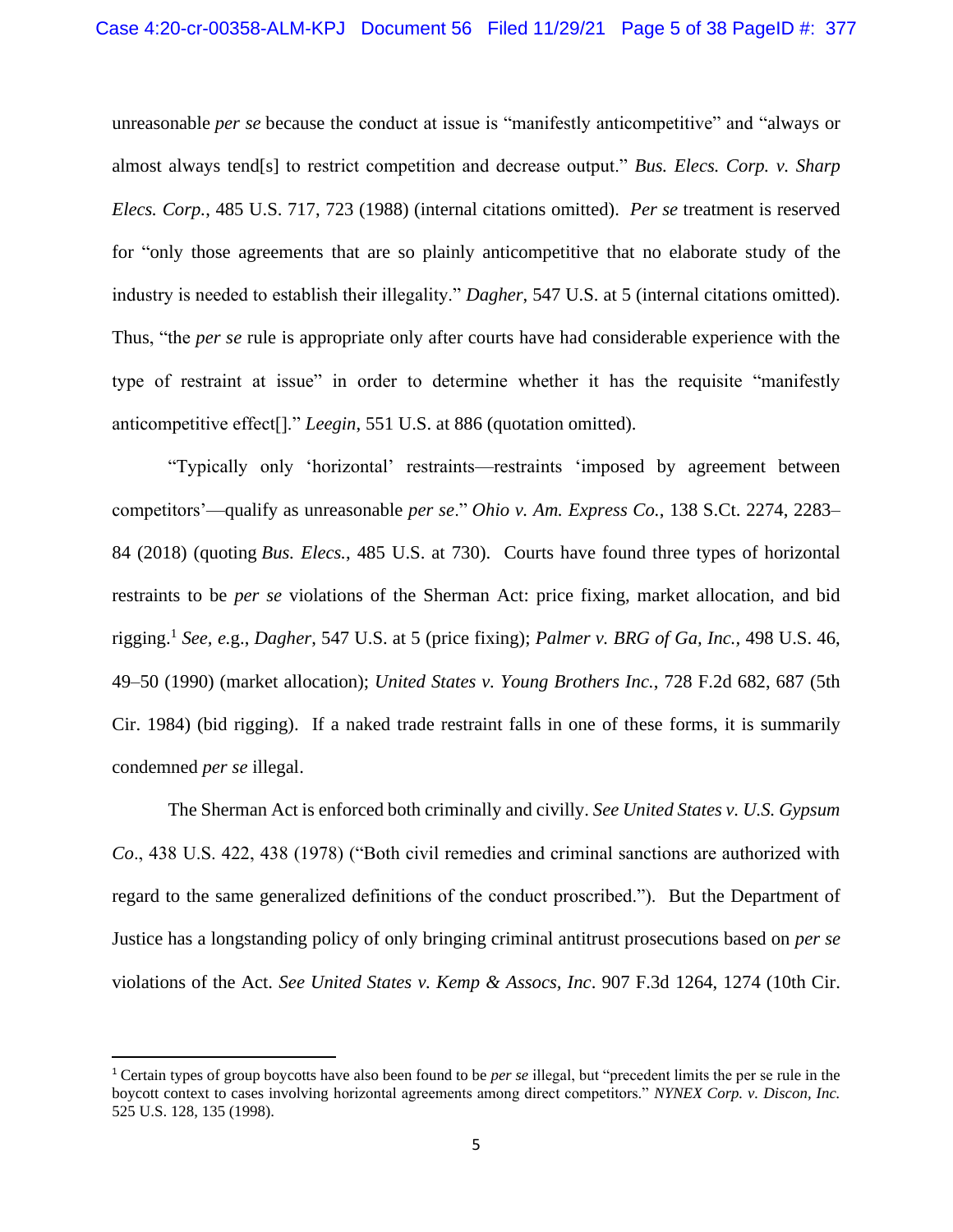unreasonable *per se* because the conduct at issue is "manifestly anticompetitive" and "always or almost always tend[s] to restrict competition and decrease output." *Bus. Elecs. Corp. v. Sharp Elecs. Corp.*, 485 U.S. 717, 723 (1988) (internal citations omitted). *Per se* treatment is reserved for "only those agreements that are so plainly anticompetitive that no elaborate study of the industry is needed to establish their illegality." *Dagher*, 547 U.S. at 5 (internal citations omitted). Thus, "the *per se* rule is appropriate only after courts have had considerable experience with the type of restraint at issue" in order to determine whether it has the requisite "manifestly anticompetitive effect[]." *Leegin*, 551 U.S. at 886 (quotation omitted).

"Typically only 'horizontal' restraints—restraints 'imposed by agreement between competitors'—qualify as unreasonable *per se*." *Ohio v. Am. Express Co.*, 138 S.Ct. 2274, 2283–84 (2018) (quoting *Bus. Elecs.*, 485 U.S. at 730). Courts have found three types of horizontal restraints to be *per se* violations of the Sherman Act: price fixing, market allocation, and bid rigging.[1] *See, e.g.*, *Dagher*, 547 U.S. at 5 (price fixing); *Palmer v. BRG of Ga, Inc.*, 498 U.S. 46, 49–50 (1990) (market allocation); *United States v. Young Brothers Inc.*, 728 F.2d 682, 687 (5th Cir. 1984) (bid rigging). If a naked trade restraint falls in one of these forms, it is summarily condemned *per se* illegal.

The Sherman Act is enforced both criminally and civilly. *See United States v. U.S. Gypsum Co*., 438 U.S. 422, 438 (1978) ("Both civil remedies and criminal sanctions are authorized with regard to the same generalized definitions of the conduct proscribed."). But the Department of Justice has a longstanding policy of only bringing criminal antitrust prosecutions based on *per se* violations of the Act. *See United States v. Kemp & Assocs, Inc*. 907 F.3d 1264, 1274 (10th Cir.

---

[1] Certain types of group boycotts have also been found to be *per se* illegal, but "precedent limits the per se rule in the boycott context to cases involving horizontal agreements among direct competitors." *NYNEX Corp. v. Discon, Inc.* 525 U.S. 128, 135 (1998).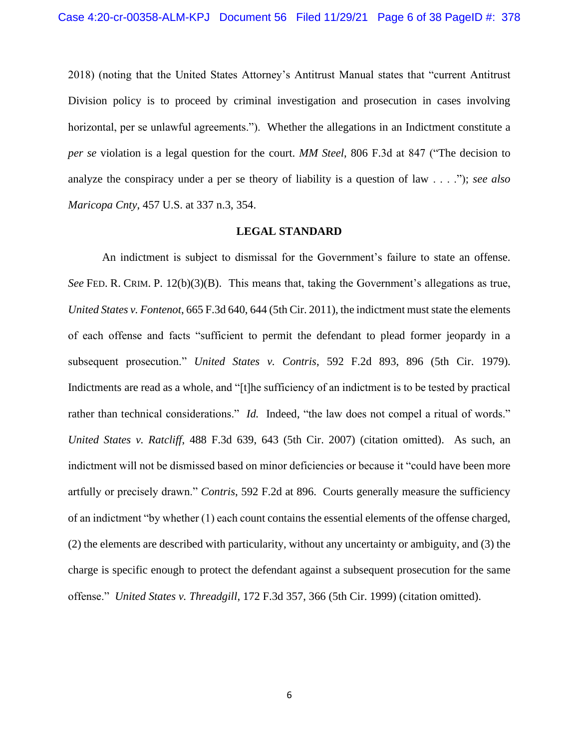2018) (noting that the United States Attorney's Antitrust Manual states that "current Antitrust Division policy is to proceed by criminal investigation and prosecution in cases involving horizontal, per se unlawful agreements."). Whether the allegations in an Indictment constitute a *per se* violation is a legal question for the court. *MM Steel*, 806 F.3d at 847 ("The decision to analyze the conspiracy under a per se theory of liability is a question of law . . . ."); *see also Maricopa Cnty*, 457 U.S. at 337 n.3, 354.

**LEGAL STANDARD**

An indictment is subject to dismissal for the Government's failure to state an offense. *See* FED. R. CRIM. P. 12(b)(3)(B). This means that, taking the Government's allegations as true, *United States v. Fontenot*, 665 F.3d 640, 644 (5th Cir. 2011), the indictment must state the elements of each offense and facts "sufficient to permit the defendant to plead former jeopardy in a subsequent prosecution." *United States v. Contris*, 592 F.2d 893, 896 (5th Cir. 1979). Indictments are read as a whole, and "[t]he sufficiency of an indictment is to be tested by practical rather than technical considerations." *Id.* Indeed, "the law does not compel a ritual of words." *United States v. Ratcliff*, 488 F.3d 639, 643 (5th Cir. 2007) (citation omitted). As such, an indictment will not be dismissed based on minor deficiencies or because it "could have been more artfully or precisely drawn." *Contris*, 592 F.2d at 896. Courts generally measure the sufficiency of an indictment "by whether (1) each count contains the essential elements of the offense charged, (2) the elements are described with particularity, without any uncertainty or ambiguity, and (3) the charge is specific enough to protect the defendant against a subsequent prosecution for the same offense." *United States v. Threadgill*, 172 F.3d 357, 366 (5th Cir. 1999) (citation omitted).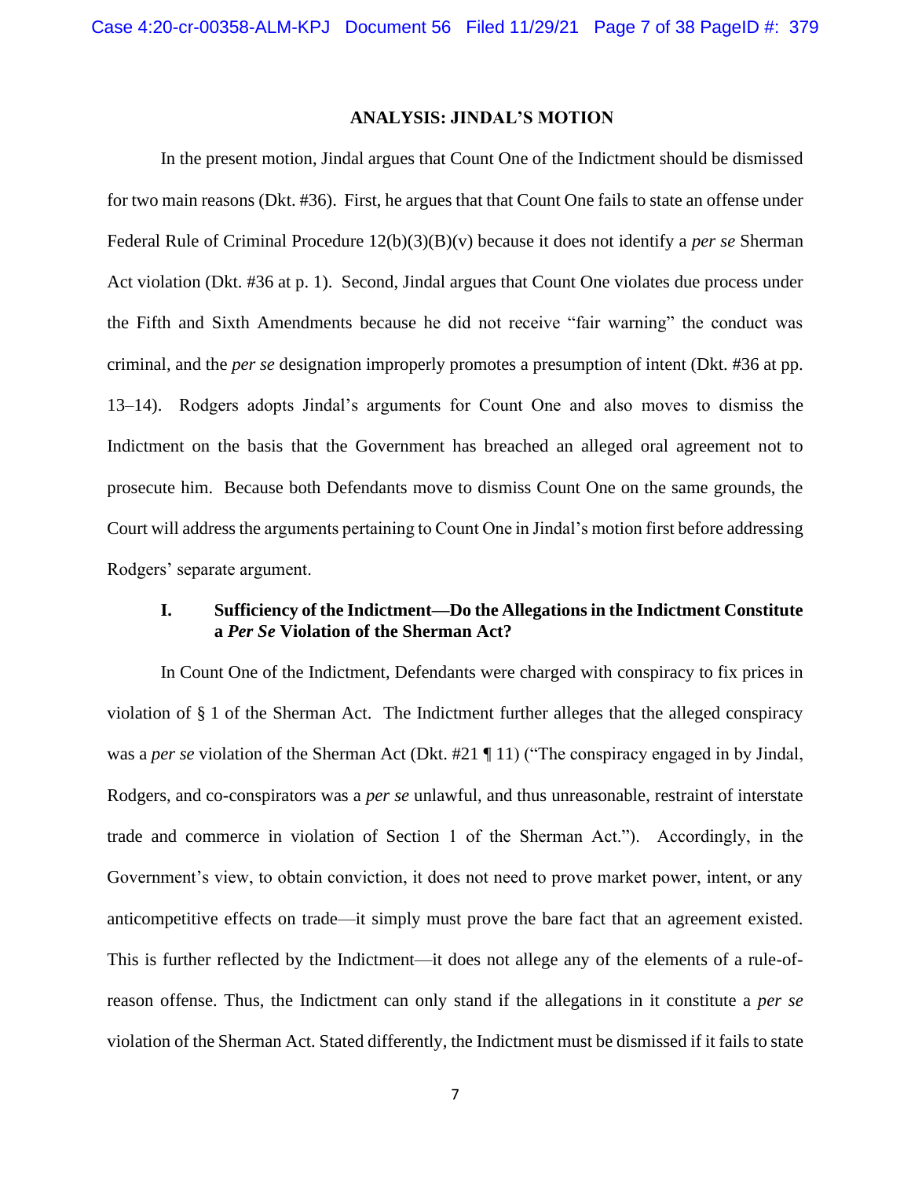## ANALYSIS: JINDAL'S MOTION

In the present motion, Jindal argues that Count One of the Indictment should be dismissed for two main reasons (Dkt. #36). First, he argues that that Count One fails to state an offense under Federal Rule of Criminal Procedure 12(b)(3)(B)(v) because it does not identify a *per se* Sherman Act violation (Dkt. #36 at p. 1). Second, Jindal argues that Count One violates due process under the Fifth and Sixth Amendments because he did not receive "fair warning" the conduct was criminal, and the *per se* designation improperly promotes a presumption of intent (Dkt. #36 at pp. 13–14). Rodgers adopts Jindal's arguments for Count One and also moves to dismiss the Indictment on the basis that the Government has breached an alleged oral agreement not to prosecute him. Because both Defendants move to dismiss Count One on the same grounds, the Court will address the arguments pertaining to Count One in Jindal's motion first before addressing Rodgers' separate argument.

### I. Sufficiency of the Indictment—Do the Allegations in the Indictment Constitute a *Per Se* Violation of the Sherman Act?

In Count One of the Indictment, Defendants were charged with conspiracy to fix prices in violation of § 1 of the Sherman Act. The Indictment further alleges that the alleged conspiracy was a *per se* violation of the Sherman Act (Dkt. #21 ¶ 11) ("The conspiracy engaged in by Jindal, Rodgers, and co-conspirators was a *per se* unlawful, and thus unreasonable, restraint of interstate trade and commerce in violation of Section 1 of the Sherman Act."). Accordingly, in the Government's view, to obtain conviction, it does not need to prove market power, intent, or any anticompetitive effects on trade—it simply must prove the bare fact that an agreement existed. This is further reflected by the Indictment—it does not allege any of the elements of a rule-of-reason offense. Thus, the Indictment can only stand if the allegations in it constitute a *per se* violation of the Sherman Act. Stated differently, the Indictment must be dismissed if it fails to state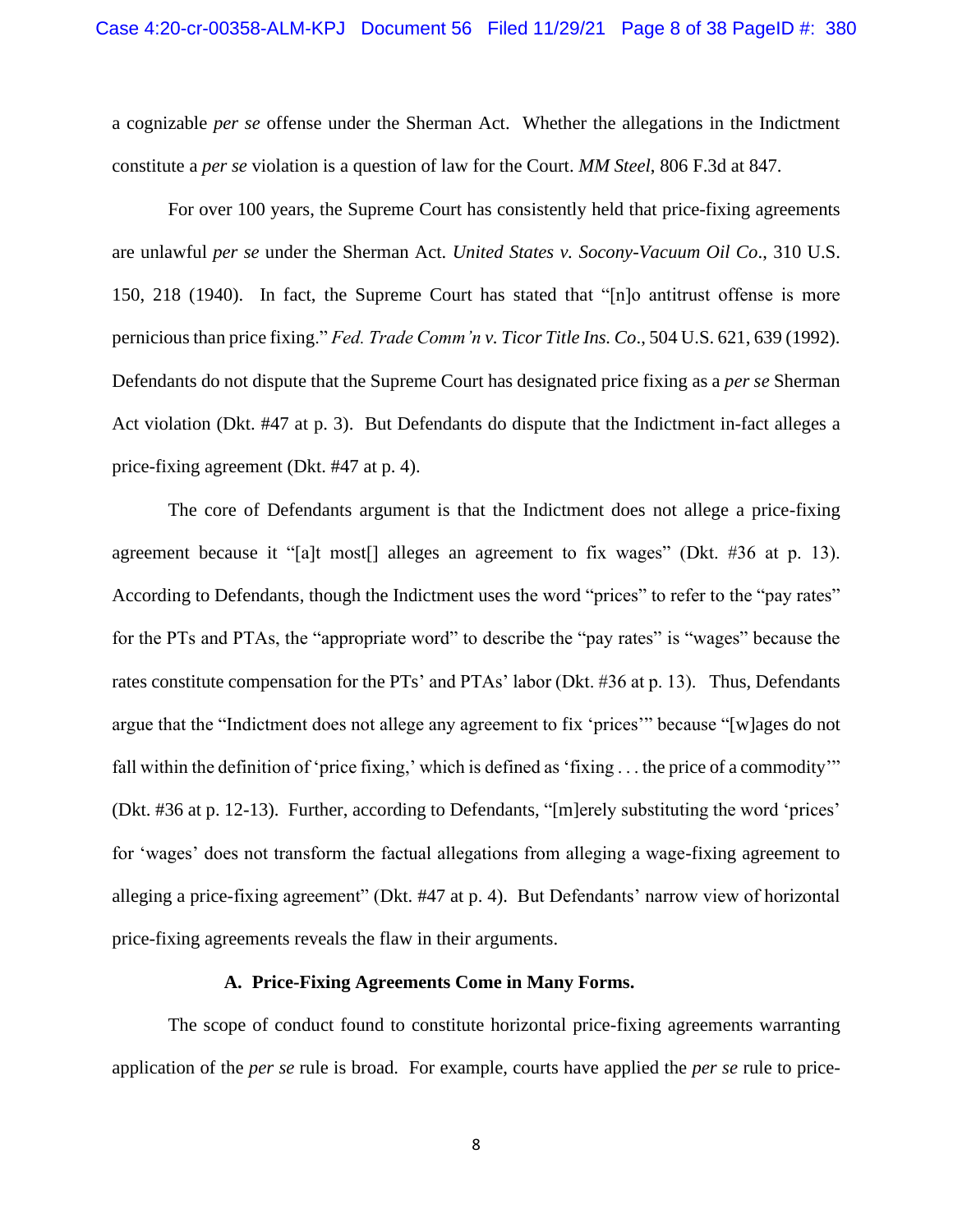a cognizable *per se* offense under the Sherman Act. Whether the allegations in the Indictment constitute a *per se* violation is a question of law for the Court. *MM Steel*, 806 F.3d at 847.

For over 100 years, the Supreme Court has consistently held that price-fixing agreements are unlawful *per se* under the Sherman Act. *United States v. Socony-Vacuum Oil Co*., 310 U.S. 150, 218 (1940). In fact, the Supreme Court has stated that "[n]o antitrust offense is more pernicious than price fixing." *Fed. Trade Comm'n v. Ticor Title Ins. Co*., 504 U.S. 621, 639 (1992). Defendants do not dispute that the Supreme Court has designated price fixing as a *per se* Sherman Act violation (Dkt. #47 at p. 3). But Defendants do dispute that the Indictment in-fact alleges a price-fixing agreement (Dkt. #47 at p. 4).

The core of Defendants argument is that the Indictment does not allege a price-fixing agreement because it "[a]t most[] alleges an agreement to fix wages" (Dkt. #36 at p. 13). According to Defendants, though the Indictment uses the word "prices" to refer to the "pay rates" for the PTs and PTAs, the "appropriate word" to describe the "pay rates" is "wages" because the rates constitute compensation for the PTs' and PTAs' labor (Dkt. #36 at p. 13). Thus, Defendants argue that the "Indictment does not allege any agreement to fix 'prices'" because "[w]ages do not fall within the definition of 'price fixing,' which is defined as 'fixing . . . the price of a commodity'" (Dkt. #36 at p. 12-13). Further, according to Defendants, "[m]erely substituting the word 'prices' for 'wages' does not transform the factual allegations from alleging a wage-fixing agreement to alleging a price-fixing agreement" (Dkt. #47 at p. 4). But Defendants' narrow view of horizontal price-fixing agreements reveals the flaw in their arguments.

### A. Price-Fixing Agreements Come in Many Forms.

The scope of conduct found to constitute horizontal price-fixing agreements warranting application of the *per se* rule is broad. For example, courts have applied the *per se* rule to price-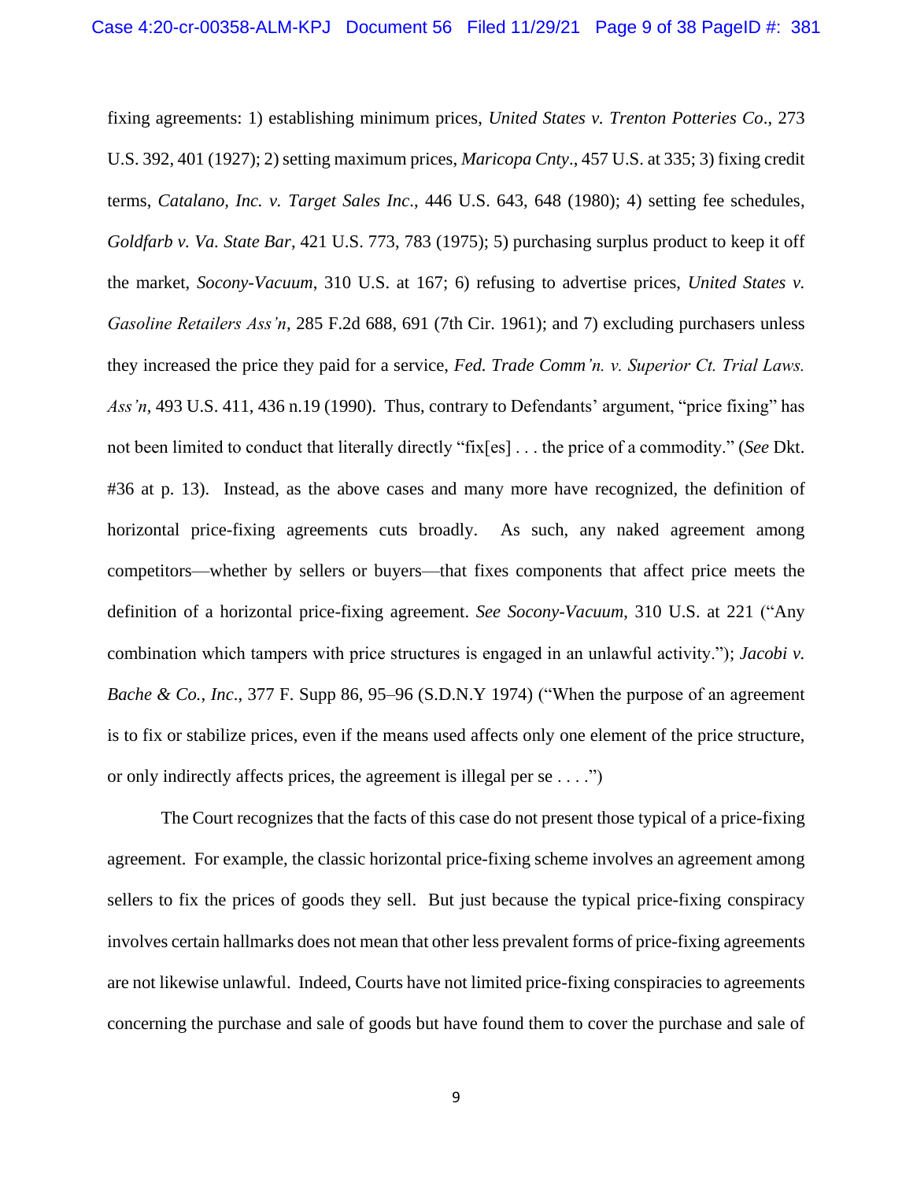fixing agreements: 1) establishing minimum prices, *United States v. Trenton Potteries Co*., 273 U.S. 392, 401 (1927); 2) setting maximum prices, *Maricopa Cnty*., 457 U.S. at 335; 3) fixing credit terms, *Catalano, Inc. v. Target Sales Inc*., 446 U.S. 643, 648 (1980); 4) setting fee schedules, *Goldfarb v. Va. State Bar*, 421 U.S. 773, 783 (1975); 5) purchasing surplus product to keep it off the market, *Socony-Vacuum*, 310 U.S. at 167; 6) refusing to advertise prices, *United States v. Gasoline Retailers Ass'n*, 285 F.2d 688, 691 (7th Cir. 1961); and 7) excluding purchasers unless they increased the price they paid for a service, *Fed. Trade Comm'n. v. Superior Ct. Trial Laws. Ass'n*, 493 U.S. 411, 436 n.19 (1990). Thus, contrary to Defendants' argument, "price fixing" has not been limited to conduct that literally directly "fix[es] . . . the price of a commodity." (*See* Dkt. #36 at p. 13). Instead, as the above cases and many more have recognized, the definition of horizontal price-fixing agreements cuts broadly. As such, any naked agreement among competitors—whether by sellers or buyers—that fixes components that affect price meets the definition of a horizontal price-fixing agreement. *See Socony-Vacuum*, 310 U.S. at 221 ("Any combination which tampers with price structures is engaged in an unlawful activity."); *Jacobi v. Bache & Co., Inc*., 377 F. Supp 86, 95–96 (S.D.N.Y 1974) ("When the purpose of an agreement is to fix or stabilize prices, even if the means used affects only one element of the price structure, or only indirectly affects prices, the agreement is illegal per se . . . .")

The Court recognizes that the facts of this case do not present those typical of a price-fixing agreement. For example, the classic horizontal price-fixing scheme involves an agreement among sellers to fix the prices of goods they sell. But just because the typical price-fixing conspiracy involves certain hallmarks does not mean that other less prevalent forms of price-fixing agreements are not likewise unlawful. Indeed, Courts have not limited price-fixing conspiracies to agreements concerning the purchase and sale of goods but have found them to cover the purchase and sale of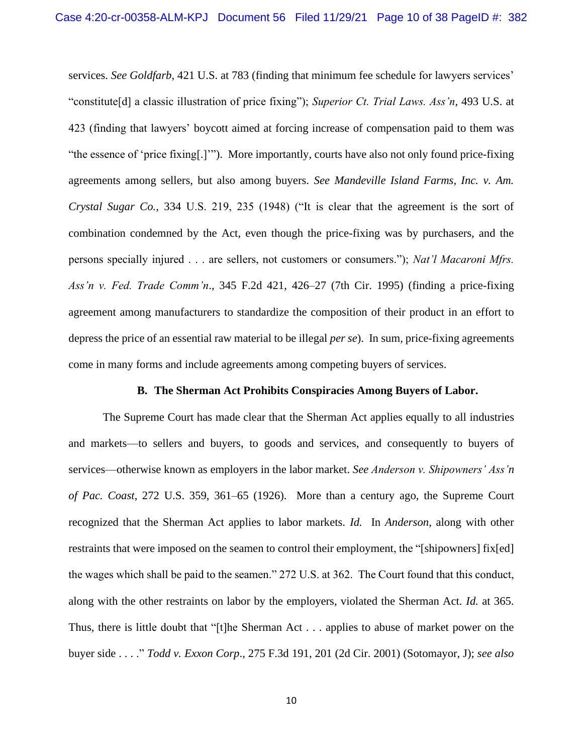services. *See Goldfarb*, 421 U.S. at 783 (finding that minimum fee schedule for lawyers services' "constitute[d] a classic illustration of price fixing"); *Superior Ct. Trial Laws. Ass'n*, 493 U.S. at 423 (finding that lawyers' boycott aimed at forcing increase of compensation paid to them was "the essence of 'price fixing[.]'"). More importantly, courts have also not only found price-fixing agreements among sellers, but also among buyers. *See Mandeville Island Farms, Inc. v. Am. Crystal Sugar Co.*, 334 U.S. 219, 235 (1948) ("It is clear that the agreement is the sort of combination condemned by the Act, even though the price-fixing was by purchasers, and the persons specially injured . . . are sellers, not customers or consumers."); *Nat'l Macaroni Mfrs. Ass'n v. Fed. Trade Comm'n*., 345 F.2d 421, 426–27 (7th Cir. 1995) (finding a price-fixing agreement among manufacturers to standardize the composition of their product in an effort to depress the price of an essential raw material to be illegal *per se*). In sum, price-fixing agreements come in many forms and include agreements among competing buyers of services.

### B. The Sherman Act Prohibits Conspiracies Among Buyers of Labor.

The Supreme Court has made clear that the Sherman Act applies equally to all industries and markets—to sellers and buyers, to goods and services, and consequently to buyers of services—otherwise known as employers in the labor market. *See Anderson v. Shipowners' Ass'n of Pac. Coast*, 272 U.S. 359, 361–65 (1926). More than a century ago, the Supreme Court recognized that the Sherman Act applies to labor markets. *Id.* In *Anderson*, along with other restraints that were imposed on the seamen to control their employment, the "[shipowners] fix[ed] the wages which shall be paid to the seamen." 272 U.S. at 362. The Court found that this conduct, along with the other restraints on labor by the employers, violated the Sherman Act. *Id.* at 365. Thus, there is little doubt that "[t]he Sherman Act . . . applies to abuse of market power on the buyer side . . . ." *Todd v. Exxon Corp*., 275 F.3d 191, 201 (2d Cir. 2001) (Sotomayor, J); *see also*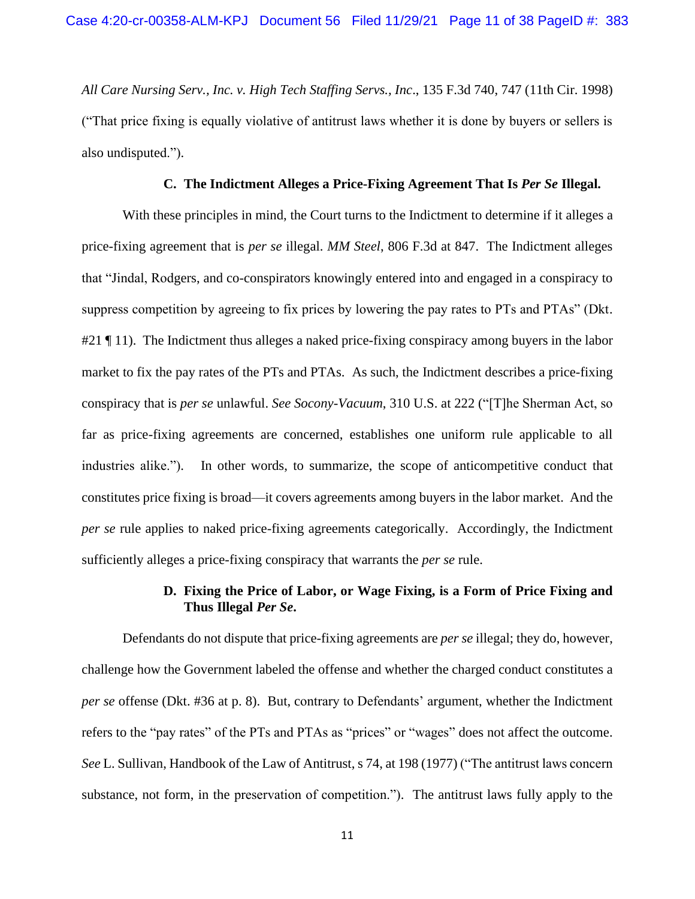*All Care Nursing Serv., Inc. v. High Tech Staffing Servs., Inc*., 135 F.3d 740, 747 (11th Cir. 1998) ("That price fixing is equally violative of antitrust laws whether it is done by buyers or sellers is also undisputed.").

### C. The Indictment Alleges a Price-Fixing Agreement That Is *Per Se* Illegal.

With these principles in mind, the Court turns to the Indictment to determine if it alleges a price-fixing agreement that is *per se* illegal. *MM Steel*, 806 F.3d at 847. The Indictment alleges that "Jindal, Rodgers, and co-conspirators knowingly entered into and engaged in a conspiracy to suppress competition by agreeing to fix prices by lowering the pay rates to PTs and PTAs" (Dkt. #21 ¶ 11). The Indictment thus alleges a naked price-fixing conspiracy among buyers in the labor market to fix the pay rates of the PTs and PTAs. As such, the Indictment describes a price-fixing conspiracy that is *per se* unlawful. *See Socony-Vacuum*, 310 U.S. at 222 ("[T]he Sherman Act, so far as price-fixing agreements are concerned, establishes one uniform rule applicable to all industries alike."). In other words, to summarize, the scope of anticompetitive conduct that constitutes price fixing is broad—it covers agreements among buyers in the labor market. And the *per se* rule applies to naked price-fixing agreements categorically. Accordingly, the Indictment sufficiently alleges a price-fixing conspiracy that warrants the *per se* rule.

### D. Fixing the Price of Labor, or Wage Fixing, is a Form of Price Fixing and Thus Illegal *Per Se*.

Defendants do not dispute that price-fixing agreements are *per se* illegal; they do, however, challenge how the Government labeled the offense and whether the charged conduct constitutes a *per se* offense (Dkt. #36 at p. 8). But, contrary to Defendants' argument, whether the Indictment refers to the "pay rates" of the PTs and PTAs as "prices" or "wages" does not affect the outcome. *See* L. Sullivan, Handbook of the Law of Antitrust, s 74, at 198 (1977) ("The antitrust laws concern substance, not form, in the preservation of competition."). The antitrust laws fully apply to the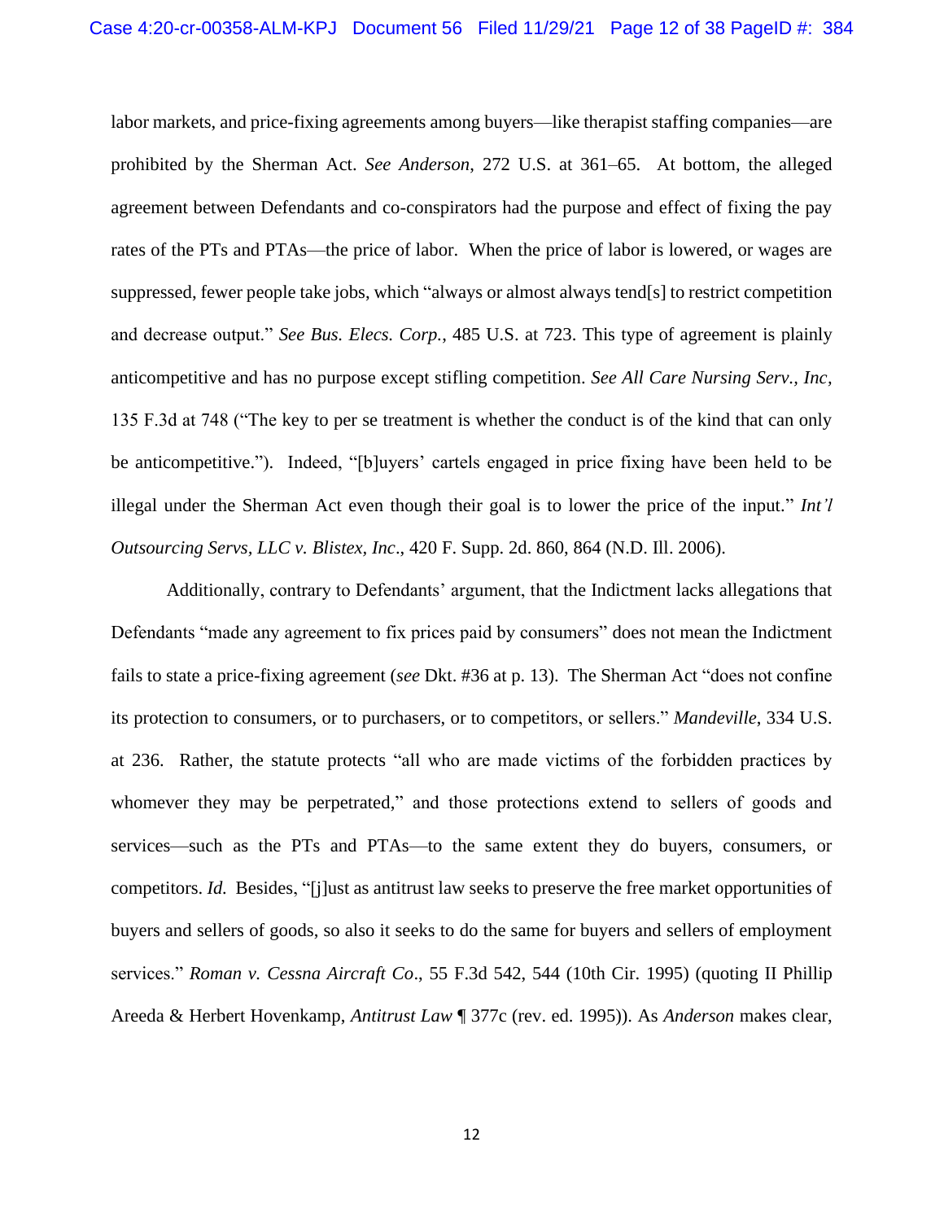labor markets, and price-fixing agreements among buyers—like therapist staffing companies—are prohibited by the Sherman Act. *See Anderson*, 272 U.S. at 361–65. At bottom, the alleged agreement between Defendants and co-conspirators had the purpose and effect of fixing the pay rates of the PTs and PTAs—the price of labor. When the price of labor is lowered, or wages are suppressed, fewer people take jobs, which "always or almost always tend[s] to restrict competition and decrease output." *See Bus. Elecs. Corp.*, 485 U.S. at 723. This type of agreement is plainly anticompetitive and has no purpose except stifling competition. *See All Care Nursing Serv., Inc,* 135 F.3d at 748 ("The key to per se treatment is whether the conduct is of the kind that can only be anticompetitive."). Indeed, "[b]uyers' cartels engaged in price fixing have been held to be illegal under the Sherman Act even though their goal is to lower the price of the input." *Int'l Outsourcing Servs, LLC v. Blistex, Inc*., 420 F. Supp. 2d. 860, 864 (N.D. Ill. 2006).

Additionally, contrary to Defendants' argument, that the Indictment lacks allegations that Defendants "made any agreement to fix prices paid by consumers" does not mean the Indictment fails to state a price-fixing agreement (*see* Dkt. #36 at p. 13). The Sherman Act "does not confine its protection to consumers, or to purchasers, or to competitors, or sellers." *Mandeville*, 334 U.S. at 236. Rather, the statute protects "all who are made victims of the forbidden practices by whomever they may be perpetrated," and those protections extend to sellers of goods and services—such as the PTs and PTAs—to the same extent they do buyers, consumers, or competitors. *Id.* Besides, "[j]ust as antitrust law seeks to preserve the free market opportunities of buyers and sellers of goods, so also it seeks to do the same for buyers and sellers of employment services." *Roman v. Cessna Aircraft Co*., 55 F.3d 542, 544 (10th Cir. 1995) (quoting II Phillip Areeda & Herbert Hovenkamp, *Antitrust Law* ¶ 377c (rev. ed. 1995)). As *Anderson* makes clear,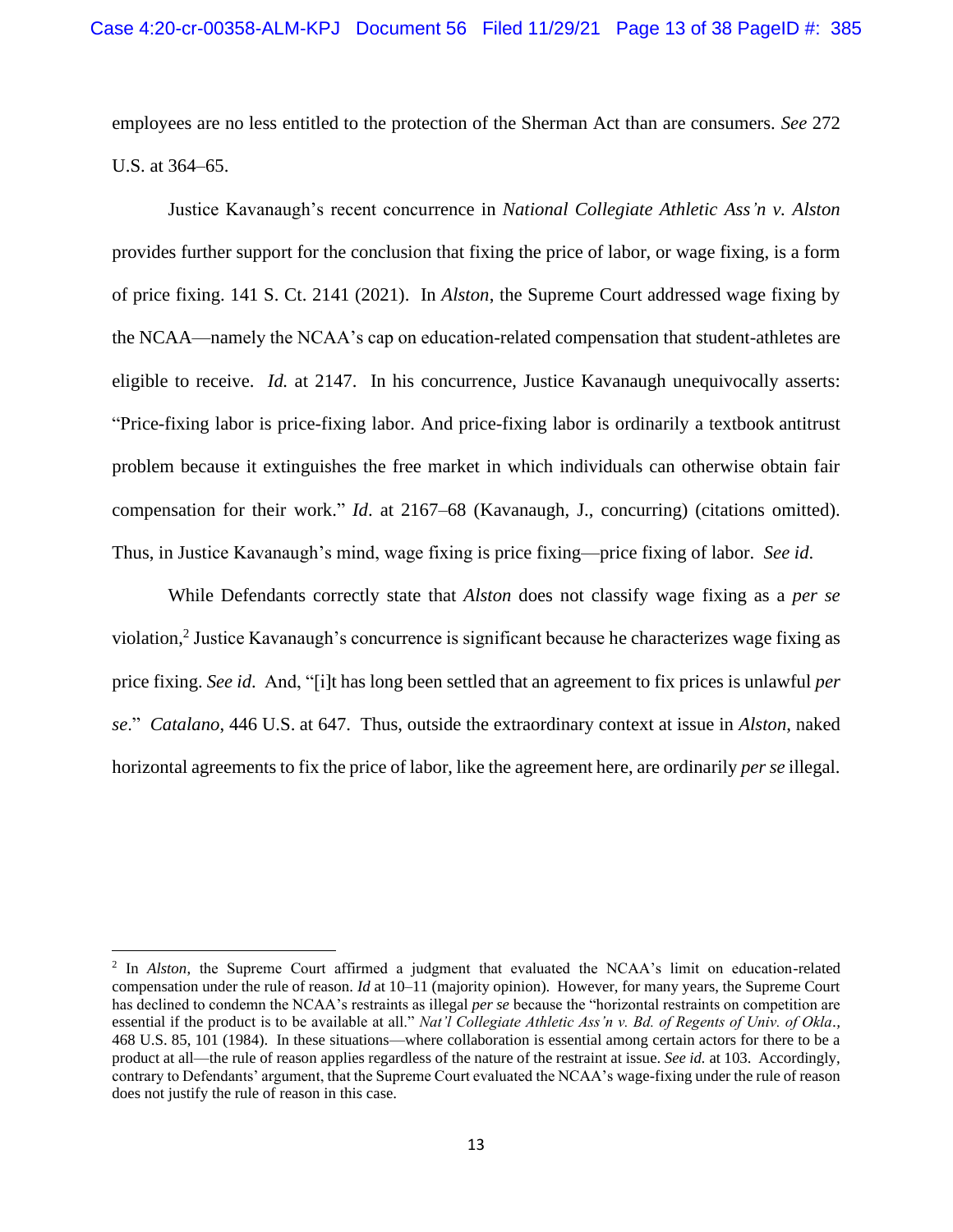employees are no less entitled to the protection of the Sherman Act than are consumers. *See* 272 U.S. at 364–65.

Justice Kavanaugh's recent concurrence in *National Collegiate Athletic Ass'n v. Alston* provides further support for the conclusion that fixing the price of labor, or wage fixing, is a form of price fixing. 141 S. Ct. 2141 (2021). In *Alston*, the Supreme Court addressed wage fixing by the NCAA—namely the NCAA's cap on education-related compensation that student-athletes are eligible to receive. *Id.* at 2147. In his concurrence, Justice Kavanaugh unequivocally asserts: "Price-fixing labor is price-fixing labor. And price-fixing labor is ordinarily a textbook antitrust problem because it extinguishes the free market in which individuals can otherwise obtain fair compensation for their work." *Id*. at 2167–68 (Kavanaugh, J., concurring) (citations omitted). Thus, in Justice Kavanaugh's mind, wage fixing is price fixing—price fixing of labor. *See id.*

While Defendants correctly state that *Alston* does not classify wage fixing as a *per se* violation,[2] Justice Kavanaugh's concurrence is significant because he characterizes wage fixing as price fixing. *See id.* And, "[i]t has long been settled that an agreement to fix prices is unlawful *per se*." *Catalano*, 446 U.S. at 647. Thus, outside the extraordinary context at issue in *Alston*, naked horizontal agreements to fix the price of labor, like the agreement here, are ordinarily *per se* illegal.

---

[2] In *Alston*, the Supreme Court affirmed a judgment that evaluated the NCAA's limit on education-related compensation under the rule of reason. *Id* at 10–11 (majority opinion). However, for many years, the Supreme Court has declined to condemn the NCAA's restraints as illegal *per se* because the "horizontal restraints on competition are essential if the product is to be available at all." *Nat'l Collegiate Athletic Ass'n v. Bd. of Regents of Univ. of Okla*., 468 U.S. 85, 101 (1984). In these situations—where collaboration is essential among certain actors for there to be a product at all—the rule of reason applies regardless of the nature of the restraint at issue. *See id.* at 103. Accordingly, contrary to Defendants' argument, that the Supreme Court evaluated the NCAA's wage-fixing under the rule of reason does not justify the rule of reason in this case.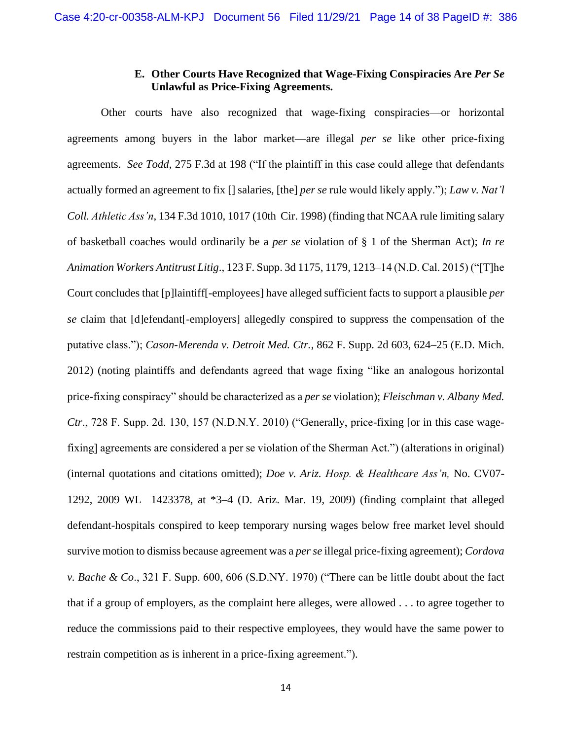### E. Other Courts Have Recognized that Wage-Fixing Conspiracies Are *Per Se* Unlawful as Price-Fixing Agreements.

Other courts have also recognized that wage-fixing conspiracies—or horizontal agreements among buyers in the labor market—are illegal *per se* like other price-fixing agreements. *See Todd*, 275 F.3d at 198 ("If the plaintiff in this case could allege that defendants actually formed an agreement to fix [] salaries, [the] *per se* rule would likely apply."); *Law v. Nat'l Coll. Athletic Ass'n*, 134 F.3d 1010, 1017 (10th Cir. 1998) (finding that NCAA rule limiting salary of basketball coaches would ordinarily be a *per se* violation of § 1 of the Sherman Act); *In re Animation Workers Antitrust Litig*., 123 F. Supp. 3d 1175, 1179, 1213–14 (N.D. Cal. 2015) ("[T]he Court concludes that [p]laintiff[-employees] have alleged sufficient facts to support a plausible *per se* claim that [d]efendant[-employers] allegedly conspired to suppress the compensation of the putative class."); *Cason-Merenda v. Detroit Med. Ctr.*, 862 F. Supp. 2d 603, 624–25 (E.D. Mich. 2012) (noting plaintiffs and defendants agreed that wage fixing "like an analogous horizontal price-fixing conspiracy" should be characterized as a *per se* violation); *Fleischman v. Albany Med. Ctr*., 728 F. Supp. 2d. 130, 157 (N.D.N.Y. 2010) ("Generally, price-fixing [or in this case wage-fixing] agreements are considered a per se violation of the Sherman Act.") (alterations in original) (internal quotations and citations omitted); *Doe v. Ariz. Hosp. & Healthcare Ass'n,* No. CV07-1292, 2009 WL 1423378, at *3–4 (D. Ariz. Mar. 19, 2009) (finding complaint that alleged defendant-hospitals conspired to keep temporary nursing wages below free market level should survive motion to dismiss because agreement was a *per se* illegal price-fixing agreement); *Cordova v. Bache & Co*., 321 F. Supp. 600, 606 (S.D.NY. 1970) ("There can be little doubt about the fact that if a group of employers, as the complaint here alleges, were allowed . . . to agree together to reduce the commissions paid to their respective employees, they would have the same power to restrain competition as is inherent in a price-fixing agreement.").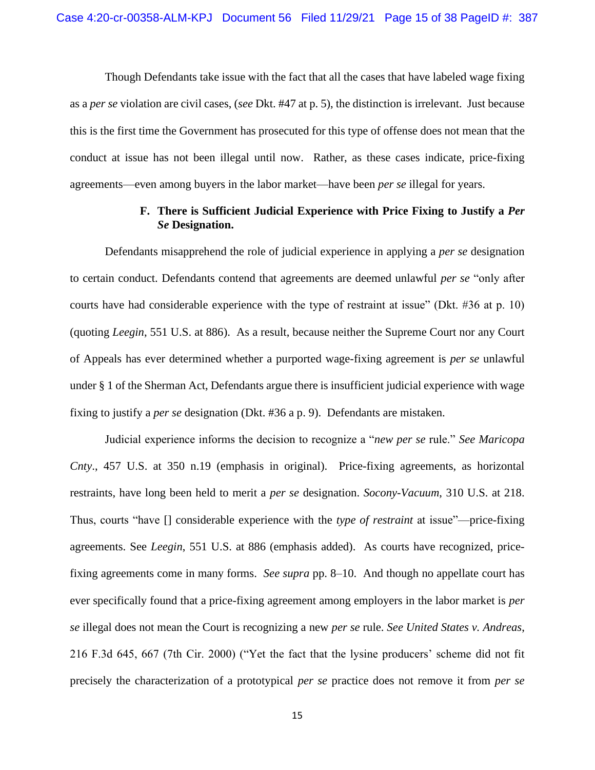Though Defendants take issue with the fact that all the cases that have labeled wage fixing as a *per se* violation are civil cases, (*see* Dkt. #47 at p. 5), the distinction is irrelevant. Just because this is the first time the Government has prosecuted for this type of offense does not mean that the conduct at issue has not been illegal until now. Rather, as these cases indicate, price-fixing agreements—even among buyers in the labor market—have been *per se* illegal for years.

### F. There is Sufficient Judicial Experience with Price Fixing to Justify a *Per Se* Designation.

Defendants misapprehend the role of judicial experience in applying a *per se* designation to certain conduct. Defendants contend that agreements are deemed unlawful *per se* "only after courts have had considerable experience with the type of restraint at issue" (Dkt. #36 at p. 10) (quoting *Leegin*, 551 U.S. at 886). As a result, because neither the Supreme Court nor any Court of Appeals has ever determined whether a purported wage-fixing agreement is *per se* unlawful under § 1 of the Sherman Act, Defendants argue there is insufficient judicial experience with wage fixing to justify a *per se* designation (Dkt. #36 a p. 9). Defendants are mistaken.

Judicial experience informs the decision to recognize a "*new per se* rule." *See Maricopa Cnty*., 457 U.S. at 350 n.19 (emphasis in original). Price-fixing agreements, as horizontal restraints, have long been held to merit a *per se* designation. *Socony-Vacuum*, 310 U.S. at 218. Thus, courts "have [] considerable experience with the *type of restraint* at issue"—price-fixing agreements. See *Leegin*, 551 U.S. at 886 (emphasis added). As courts have recognized, price-fixing agreements come in many forms. *See supra* pp. 8–10. And though no appellate court has ever specifically found that a price-fixing agreement among employers in the labor market is *per se* illegal does not mean the Court is recognizing a new *per se* rule. *See United States v. Andreas*, 216 F.3d 645, 667 (7th Cir. 2000) ("Yet the fact that the lysine producers' scheme did not fit precisely the characterization of a prototypical *per se* practice does not remove it from *per se*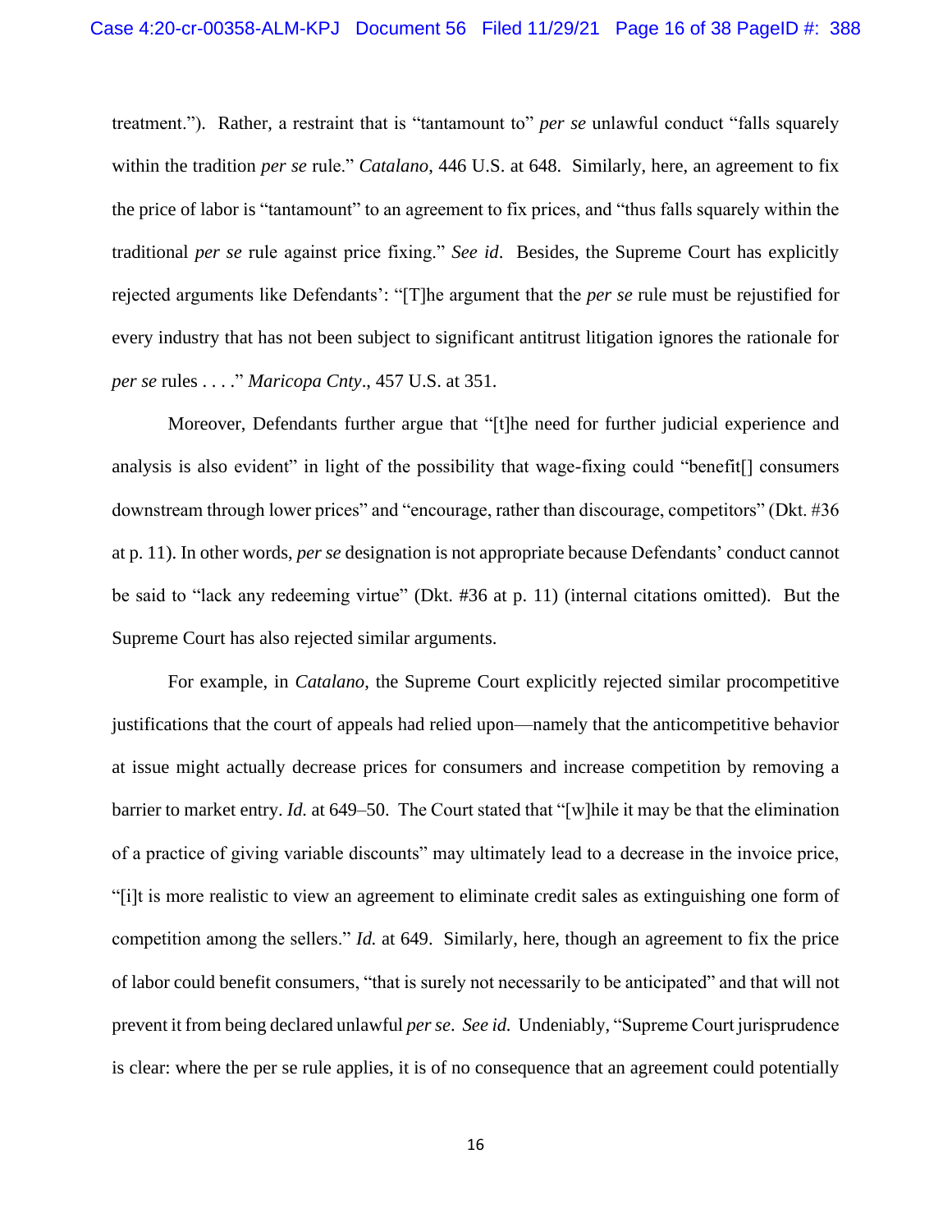treatment."). Rather, a restraint that is "tantamount to" *per se* unlawful conduct "falls squarely within the tradition *per se* rule." *Catalano*, 446 U.S. at 648. Similarly, here, an agreement to fix the price of labor is "tantamount" to an agreement to fix prices, and "thus falls squarely within the traditional *per se* rule against price fixing." *See id*. Besides, the Supreme Court has explicitly rejected arguments like Defendants': "[T]he argument that the *per se* rule must be rejustified for every industry that has not been subject to significant antitrust litigation ignores the rationale for *per se* rules . . . ." *Maricopa Cnty*., 457 U.S. at 351.

Moreover, Defendants further argue that "[t]he need for further judicial experience and analysis is also evident" in light of the possibility that wage-fixing could "benefit[] consumers downstream through lower prices" and "encourage, rather than discourage, competitors" (Dkt. #36 at p. 11). In other words, *per se* designation is not appropriate because Defendants' conduct cannot be said to "lack any redeeming virtue" (Dkt. #36 at p. 11) (internal citations omitted). But the Supreme Court has also rejected similar arguments.

For example, in *Catalano*, the Supreme Court explicitly rejected similar procompetitive justifications that the court of appeals had relied upon—namely that the anticompetitive behavior at issue might actually decrease prices for consumers and increase competition by removing a barrier to market entry. *Id.* at 649–50. The Court stated that "[w]hile it may be that the elimination of a practice of giving variable discounts" may ultimately lead to a decrease in the invoice price, "[i]t is more realistic to view an agreement to eliminate credit sales as extinguishing one form of competition among the sellers." *Id.* at 649. Similarly, here, though an agreement to fix the price of labor could benefit consumers, "that is surely not necessarily to be anticipated" and that will not prevent it from being declared unlawful *per se*. *See id.* Undeniably, "Supreme Court jurisprudence is clear: where the per se rule applies, it is of no consequence that an agreement could potentially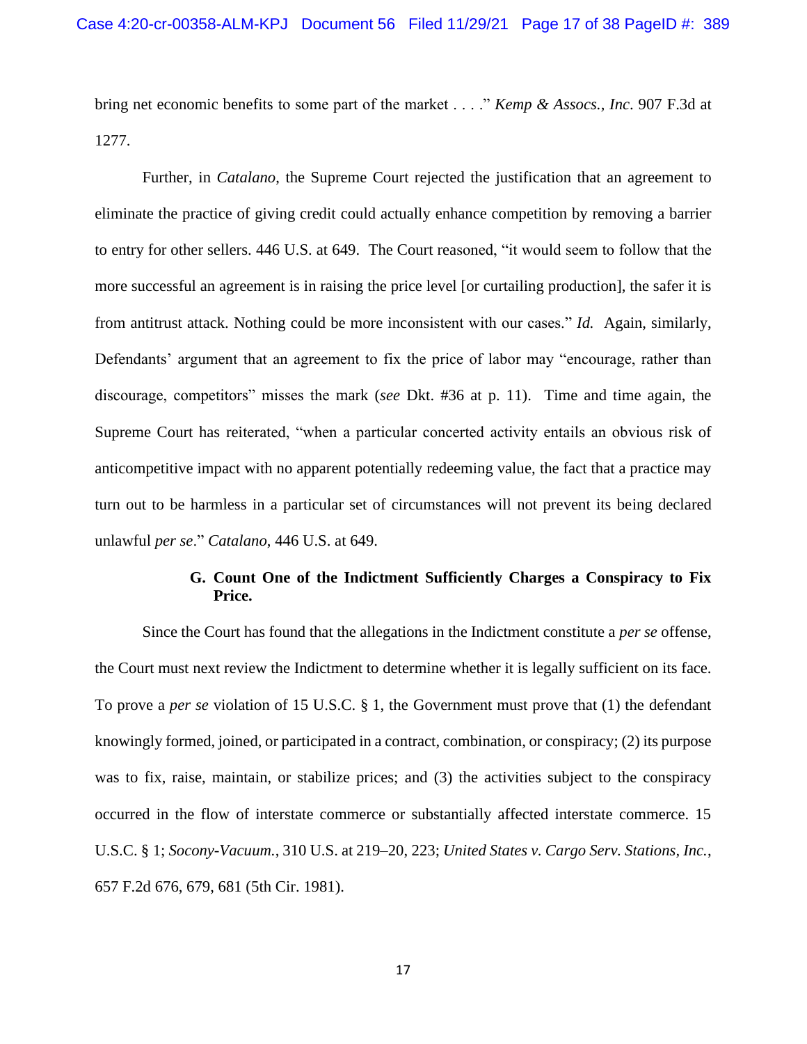bring net economic benefits to some part of the market . . . ." *Kemp & Assocs., Inc*. 907 F.3d at 1277.

Further, in *Catalano*, the Supreme Court rejected the justification that an agreement to eliminate the practice of giving credit could actually enhance competition by removing a barrier to entry for other sellers. 446 U.S. at 649. The Court reasoned, "it would seem to follow that the more successful an agreement is in raising the price level [or curtailing production], the safer it is from antitrust attack. Nothing could be more inconsistent with our cases." *Id.* Again, similarly, Defendants' argument that an agreement to fix the price of labor may "encourage, rather than discourage, competitors" misses the mark (*see* Dkt. #36 at p. 11). Time and time again, the Supreme Court has reiterated, "when a particular concerted activity entails an obvious risk of anticompetitive impact with no apparent potentially redeeming value, the fact that a practice may turn out to be harmless in a particular set of circumstances will not prevent its being declared unlawful *per se*." *Catalano*, 446 U.S. at 649.

### G. Count One of the Indictment Sufficiently Charges a Conspiracy to Fix Price.

Since the Court has found that the allegations in the Indictment constitute a *per se* offense, the Court must next review the Indictment to determine whether it is legally sufficient on its face. To prove a *per se* violation of 15 U.S.C. § 1, the Government must prove that (1) the defendant knowingly formed, joined, or participated in a contract, combination, or conspiracy; (2) its purpose was to fix, raise, maintain, or stabilize prices; and (3) the activities subject to the conspiracy occurred in the flow of interstate commerce or substantially affected interstate commerce. 15 U.S.C. § 1; *Socony-Vacuum.*, 310 U.S. at 219–20, 223; *United States v. Cargo Serv. Stations, Inc.*, 657 F.2d 676, 679, 681 (5th Cir. 1981).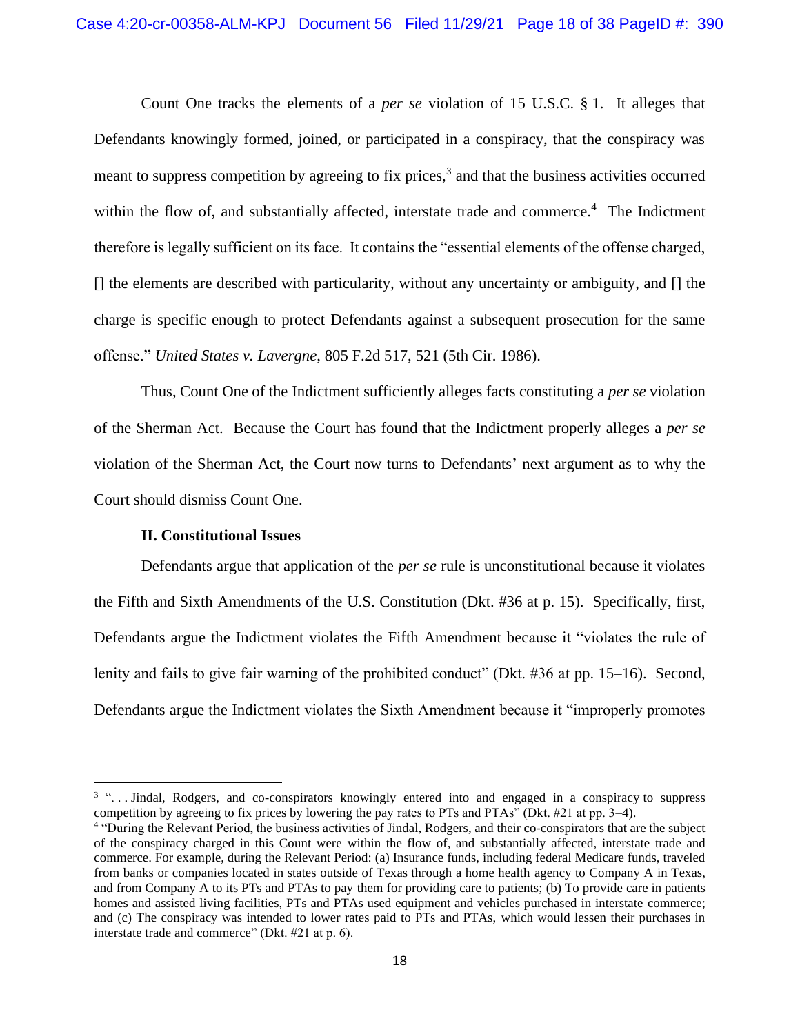Count One tracks the elements of a *per se* violation of 15 U.S.C. § 1. It alleges that Defendants knowingly formed, joined, or participated in a conspiracy, that the conspiracy was meant to suppress competition by agreeing to fix prices,[3] and that the business activities occurred within the flow of, and substantially affected, interstate trade and commerce.[4] The Indictment therefore is legally sufficient on its face. It contains the "essential elements of the offense charged, [] the elements are described with particularity, without any uncertainty or ambiguity, and [] the charge is specific enough to protect Defendants against a subsequent prosecution for the same offense." *United States v. Lavergne*, 805 F.2d 517, 521 (5th Cir. 1986).

Thus, Count One of the Indictment sufficiently alleges facts constituting a *per se* violation of the Sherman Act. Because the Court has found that the Indictment properly alleges a *per se* violation of the Sherman Act, the Court now turns to Defendants' next argument as to why the Court should dismiss Count One.

**II. Constitutional Issues**

Defendants argue that application of the *per se* rule is unconstitutional because it violates the Fifth and Sixth Amendments of the U.S. Constitution (Dkt. #36 at p. 15). Specifically, first, Defendants argue the Indictment violates the Fifth Amendment because it "violates the rule of lenity and fails to give fair warning of the prohibited conduct" (Dkt. #36 at pp. 15–16). Second, Defendants argue the Indictment violates the Sixth Amendment because it "improperly promotes

---

[3] ". . . Jindal, Rodgers, and co-conspirators knowingly entered into and engaged in a conspiracy to suppress competition by agreeing to fix prices by lowering the pay rates to PTs and PTAs" (Dkt. #21 at pp. 3–4).

[4] "During the Relevant Period, the business activities of Jindal, Rodgers, and their co-conspirators that are the subject of the conspiracy charged in this Count were within the flow of, and substantially affected, interstate trade and commerce. For example, during the Relevant Period: (a) Insurance funds, including federal Medicare funds, traveled from banks or companies located in states outside of Texas through a home health agency to Company A in Texas, and from Company A to its PTs and PTAs to pay them for providing care to patients; (b) To provide care in patients homes and assisted living facilities, PTs and PTAs used equipment and vehicles purchased in interstate commerce; and (c) The conspiracy was intended to lower rates paid to PTs and PTAs, which would lessen their purchases in interstate trade and commerce" (Dkt. #21 at p. 6).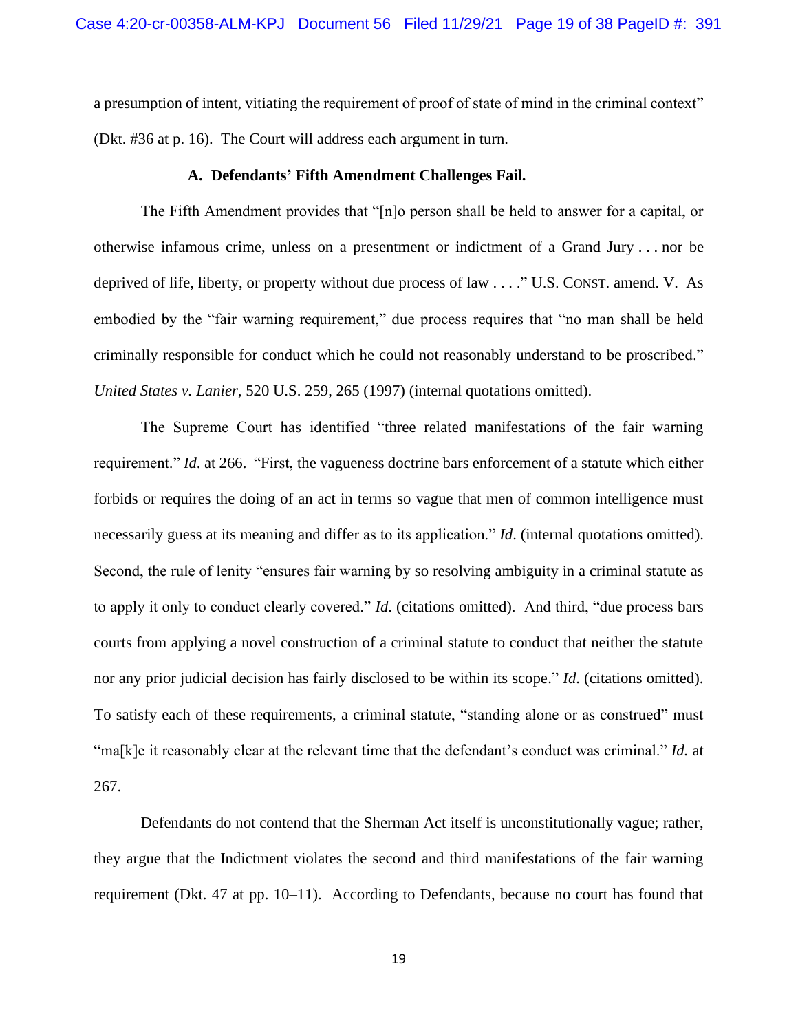a presumption of intent, vitiating the requirement of proof of state of mind in the criminal context" (Dkt. #36 at p. 16). The Court will address each argument in turn.

### A. Defendants' Fifth Amendment Challenges Fail.

The Fifth Amendment provides that "[n]o person shall be held to answer for a capital, or otherwise infamous crime, unless on a presentment or indictment of a Grand Jury . . . nor be deprived of life, liberty, or property without due process of law . . . ." U.S. CONST. amend. V. As embodied by the "fair warning requirement," due process requires that "no man shall be held criminally responsible for conduct which he could not reasonably understand to be proscribed." *United States v. Lanier*, 520 U.S. 259, 265 (1997) (internal quotations omitted).

The Supreme Court has identified "three related manifestations of the fair warning requirement." *Id*. at 266. "First, the vagueness doctrine bars enforcement of a statute which either forbids or requires the doing of an act in terms so vague that men of common intelligence must necessarily guess at its meaning and differ as to its application." *Id*. (internal quotations omitted). Second, the rule of lenity "ensures fair warning by so resolving ambiguity in a criminal statute as to apply it only to conduct clearly covered." *Id*. (citations omitted). And third, "due process bars courts from applying a novel construction of a criminal statute to conduct that neither the statute nor any prior judicial decision has fairly disclosed to be within its scope." *Id*. (citations omitted). To satisfy each of these requirements, a criminal statute, "standing alone or as construed" must "ma[k]e it reasonably clear at the relevant time that the defendant's conduct was criminal." *Id.* at 267.

Defendants do not contend that the Sherman Act itself is unconstitutionally vague; rather, they argue that the Indictment violates the second and third manifestations of the fair warning requirement (Dkt. 47 at pp. 10–11). According to Defendants, because no court has found that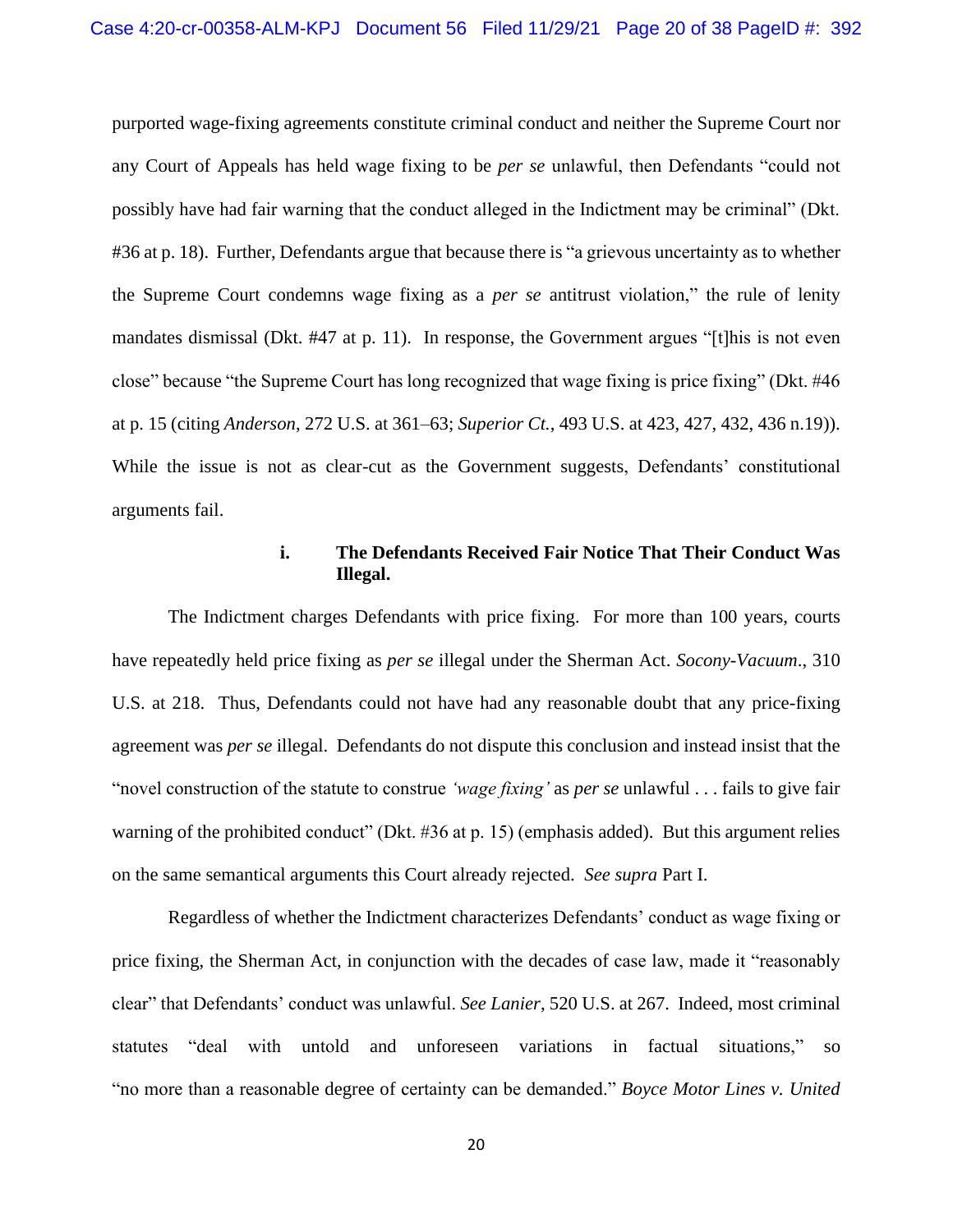purported wage-fixing agreements constitute criminal conduct and neither the Supreme Court nor any Court of Appeals has held wage fixing to be *per se* unlawful, then Defendants "could not possibly have had fair warning that the conduct alleged in the Indictment may be criminal" (Dkt. #36 at p. 18). Further, Defendants argue that because there is "a grievous uncertainty as to whether the Supreme Court condemns wage fixing as a *per se* antitrust violation," the rule of lenity mandates dismissal (Dkt. #47 at p. 11). In response, the Government argues "[t]his is not even close" because "the Supreme Court has long recognized that wage fixing is price fixing" (Dkt. #46 at p. 15 (citing *Anderson*, 272 U.S. at 361–63; *Superior Ct.*, 493 U.S. at 423, 427, 432, 436 n.19)). While the issue is not as clear-cut as the Government suggests, Defendants' constitutional arguments fail.

**i. The Defendants Received Fair Notice That Their Conduct Was Illegal.**

The Indictment charges Defendants with price fixing. For more than 100 years, courts have repeatedly held price fixing as *per se* illegal under the Sherman Act. *Socony-Vacuum*., 310 U.S. at 218. Thus, Defendants could not have had any reasonable doubt that any price-fixing agreement was *per se* illegal. Defendants do not dispute this conclusion and instead insist that the "novel construction of the statute to construe *'wage fixing'* as *per se* unlawful . . . fails to give fair warning of the prohibited conduct" (Dkt. #36 at p. 15) (emphasis added). But this argument relies on the same semantical arguments this Court already rejected. *See supra* Part I.

Regardless of whether the Indictment characterizes Defendants' conduct as wage fixing or price fixing, the Sherman Act, in conjunction with the decades of case law, made it "reasonably clear" that Defendants' conduct was unlawful. *See Lanier*, 520 U.S. at 267. Indeed, most criminal statutes "deal with untold and unforeseen variations in factual situations," so "no more than a reasonable degree of certainty can be demanded." *Boyce Motor Lines v. United*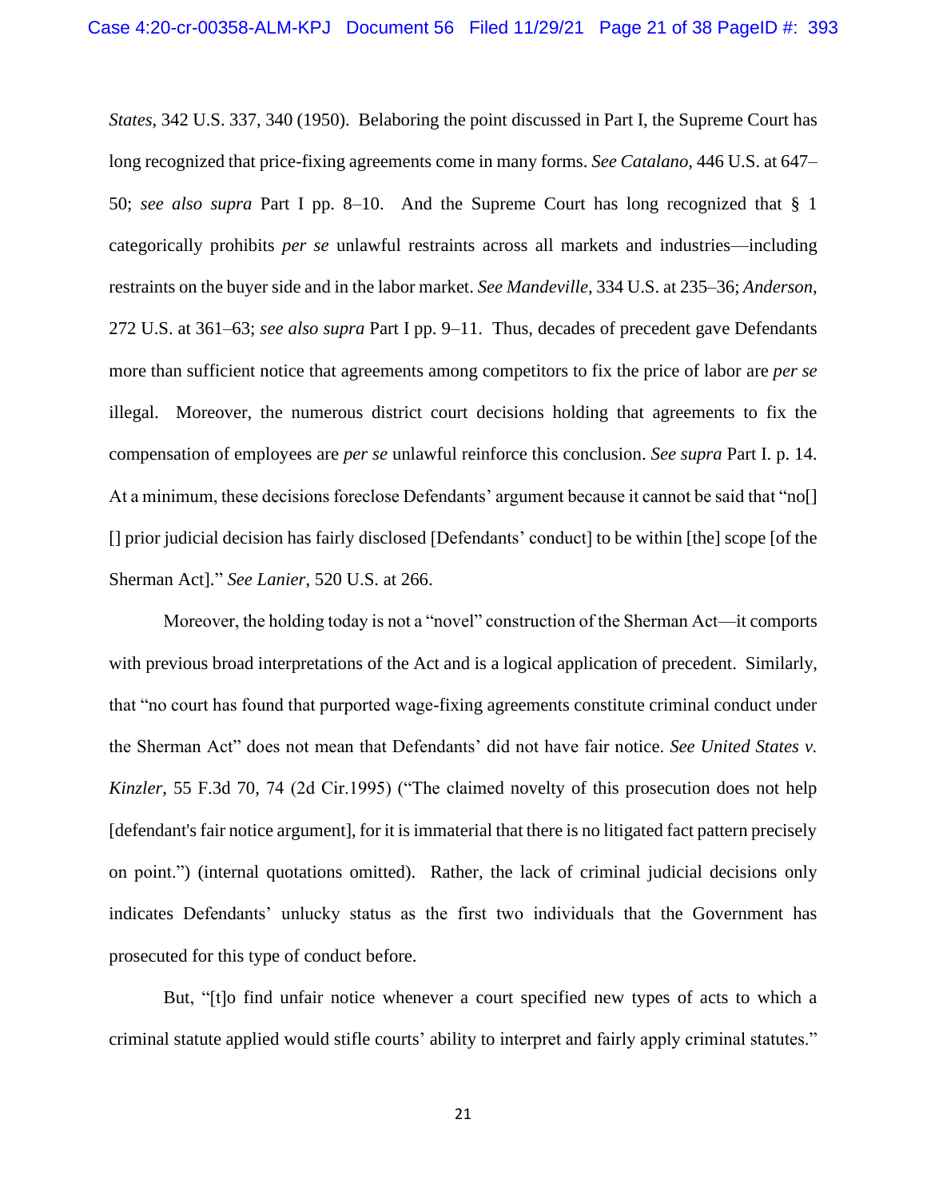*States*, 342 U.S. 337, 340 (1950). Belaboring the point discussed in Part I, the Supreme Court has long recognized that price-fixing agreements come in many forms. *See Catalano*, 446 U.S. at 647–50; *see also supra* Part I pp. 8–10. And the Supreme Court has long recognized that § 1 categorically prohibits *per se* unlawful restraints across all markets and industries—including restraints on the buyer side and in the labor market. *See Mandeville*, 334 U.S. at 235–36; *Anderson*, 272 U.S. at 361–63; *see also supra* Part I pp. 9–11. Thus, decades of precedent gave Defendants more than sufficient notice that agreements among competitors to fix the price of labor are *per se* illegal. Moreover, the numerous district court decisions holding that agreements to fix the compensation of employees are *per se* unlawful reinforce this conclusion. *See supra* Part I. p. 14. At a minimum, these decisions foreclose Defendants' argument because it cannot be said that "no[] [] prior judicial decision has fairly disclosed [Defendants' conduct] to be within [the] scope [of the Sherman Act]." *See Lanier*, 520 U.S. at 266.

Moreover, the holding today is not a "novel" construction of the Sherman Act—it comports with previous broad interpretations of the Act and is a logical application of precedent. Similarly, that "no court has found that purported wage-fixing agreements constitute criminal conduct under the Sherman Act" does not mean that Defendants' did not have fair notice. *See United States v. Kinzler*, 55 F.3d 70, 74 (2d Cir.1995) ("The claimed novelty of this prosecution does not help [defendant's fair notice argument], for it is immaterial that there is no litigated fact pattern precisely on point.") (internal quotations omitted). Rather, the lack of criminal judicial decisions only indicates Defendants' unlucky status as the first two individuals that the Government has prosecuted for this type of conduct before.

But, "[t]o find unfair notice whenever a court specified new types of acts to which a criminal statute applied would stifle courts' ability to interpret and fairly apply criminal statutes."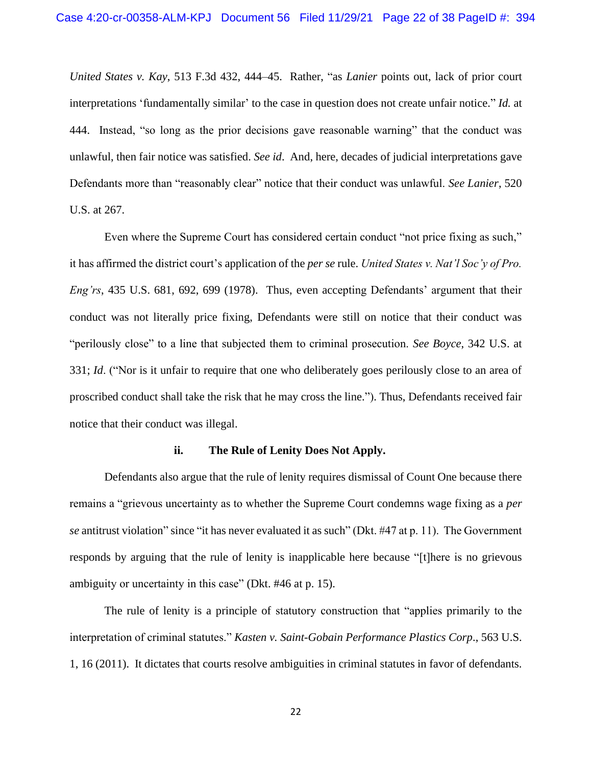*United States v. Kay*, 513 F.3d 432, 444–45. Rather, "as *Lanier* points out, lack of prior court interpretations 'fundamentally similar' to the case in question does not create unfair notice." *Id.* at 444. Instead, "so long as the prior decisions gave reasonable warning" that the conduct was unlawful, then fair notice was satisfied. *See id*. And, here, decades of judicial interpretations gave Defendants more than "reasonably clear" notice that their conduct was unlawful. *See Lanier*, 520 U.S. at 267.

Even where the Supreme Court has considered certain conduct "not price fixing as such," it has affirmed the district court's application of the *per se* rule. *United States v. Nat'l Soc'y of Pro. Eng'rs*, 435 U.S. 681, 692, 699 (1978). Thus, even accepting Defendants' argument that their conduct was not literally price fixing, Defendants were still on notice that their conduct was "perilously close" to a line that subjected them to criminal prosecution. *See Boyce*, 342 U.S. at 331; *Id*. ("Nor is it unfair to require that one who deliberately goes perilously close to an area of proscribed conduct shall take the risk that he may cross the line."). Thus, Defendants received fair notice that their conduct was illegal.

**ii. The Rule of Lenity Does Not Apply.**

Defendants also argue that the rule of lenity requires dismissal of Count One because there remains a "grievous uncertainty as to whether the Supreme Court condemns wage fixing as a *per se* antitrust violation" since "it has never evaluated it as such" (Dkt. #47 at p. 11). The Government responds by arguing that the rule of lenity is inapplicable here because "[t]here is no grievous ambiguity or uncertainty in this case" (Dkt. #46 at p. 15).

The rule of lenity is a principle of statutory construction that "applies primarily to the interpretation of criminal statutes." *Kasten v. Saint-Gobain Performance Plastics Corp*., 563 U.S. 1, 16 (2011). It dictates that courts resolve ambiguities in criminal statutes in favor of defendants.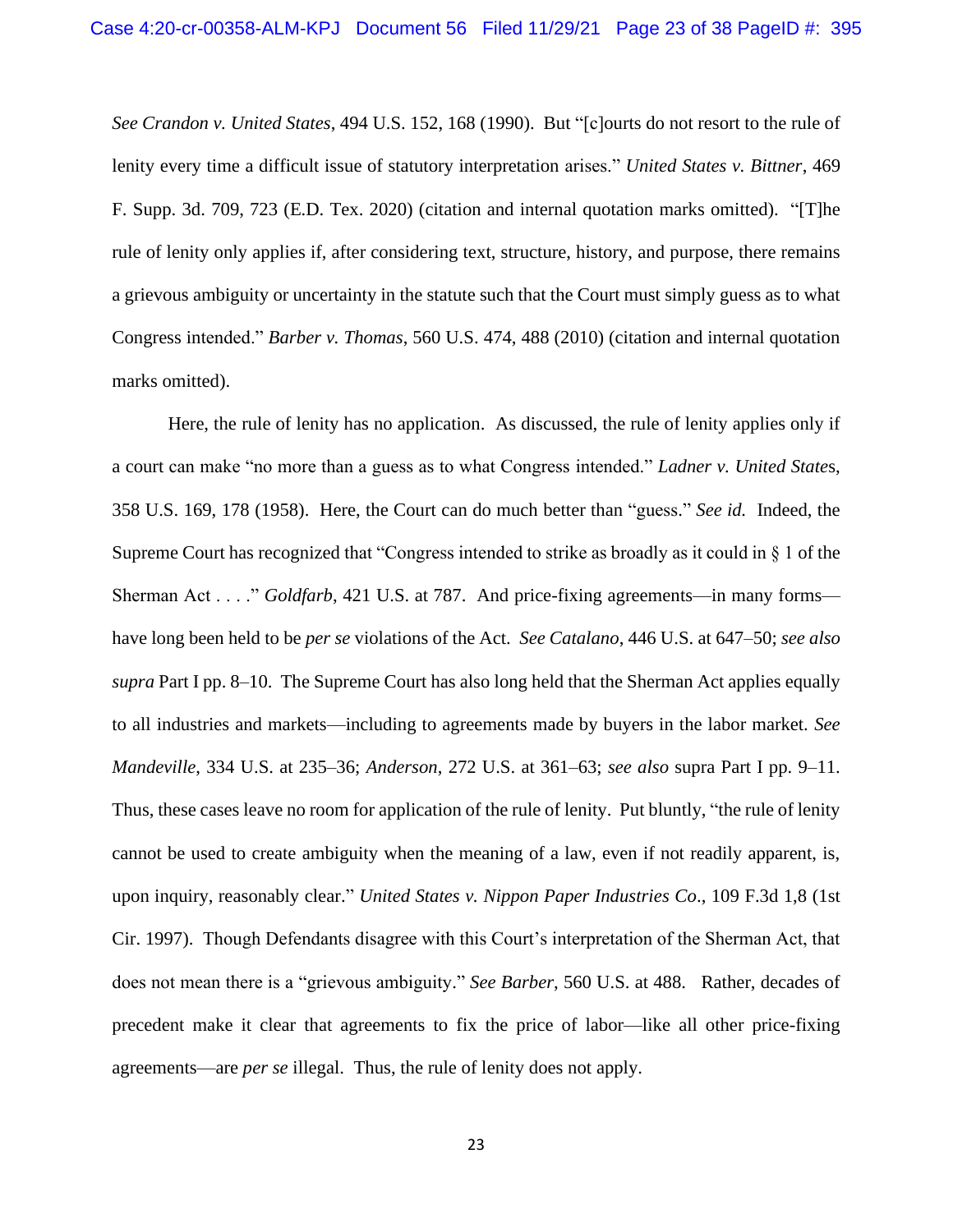*See Crandon v. United States*, 494 U.S. 152, 168 (1990). But "[c]ourts do not resort to the rule of lenity every time a difficult issue of statutory interpretation arises." *United States v. Bittner*, 469 F. Supp. 3d. 709, 723 (E.D. Tex. 2020) (citation and internal quotation marks omitted). "[T]he rule of lenity only applies if, after considering text, structure, history, and purpose, there remains a grievous ambiguity or uncertainty in the statute such that the Court must simply guess as to what Congress intended." *Barber v. Thomas*, 560 U.S. 474, 488 (2010) (citation and internal quotation marks omitted).

Here, the rule of lenity has no application. As discussed, the rule of lenity applies only if a court can make "no more than a guess as to what Congress intended." *Ladner v. United States*, 358 U.S. 169, 178 (1958). Here, the Court can do much better than "guess." *See id.* Indeed, the Supreme Court has recognized that "Congress intended to strike as broadly as it could in § 1 of the Sherman Act . . . ." *Goldfarb*, 421 U.S. at 787. And price-fixing agreements—in many forms—have long been held to be *per se* violations of the Act. *See Catalano*, 446 U.S. at 647–50; *see also supra* Part I pp. 8–10. The Supreme Court has also long held that the Sherman Act applies equally to all industries and markets—including to agreements made by buyers in the labor market. *See Mandeville*, 334 U.S. at 235–36; *Anderson*, 272 U.S. at 361–63; *see also* supra Part I pp. 9–11. Thus, these cases leave no room for application of the rule of lenity. Put bluntly, "the rule of lenity cannot be used to create ambiguity when the meaning of a law, even if not readily apparent, is, upon inquiry, reasonably clear." *United States v. Nippon Paper Industries Co*., 109 F.3d 1,8 (1st Cir. 1997). Though Defendants disagree with this Court's interpretation of the Sherman Act, that does not mean there is a "grievous ambiguity." *See Barber*, 560 U.S. at 488. Rather, decades of precedent make it clear that agreements to fix the price of labor—like all other price-fixing agreements—are *per se* illegal. Thus, the rule of lenity does not apply.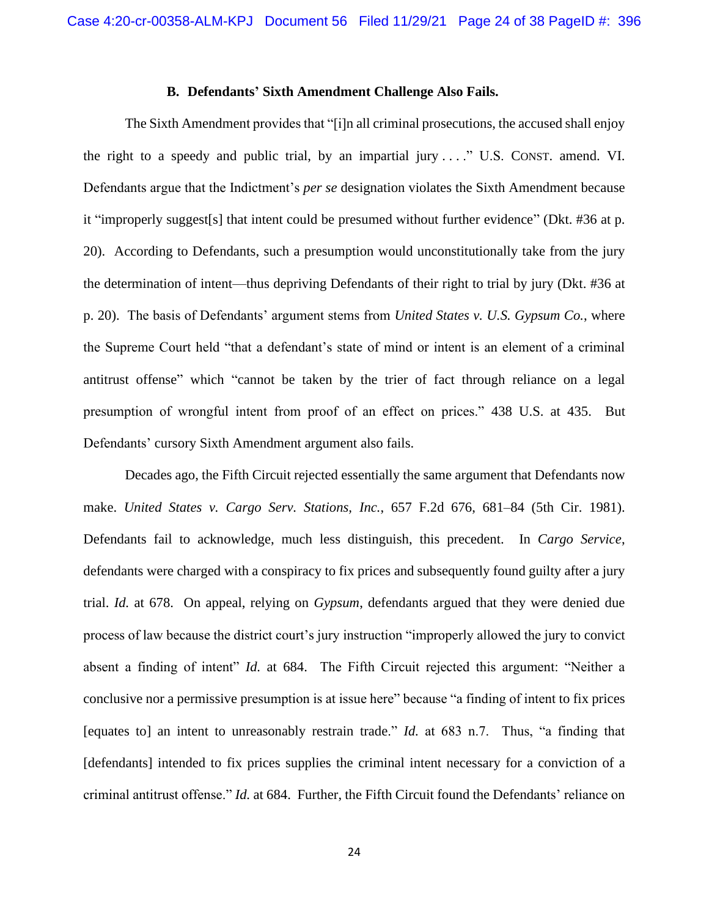### B. Defendants' Sixth Amendment Challenge Also Fails.

The Sixth Amendment provides that "[i]n all criminal prosecutions, the accused shall enjoy the right to a speedy and public trial, by an impartial jury . . . ." U.S. CONST. amend. VI. Defendants argue that the Indictment's *per se* designation violates the Sixth Amendment because it "improperly suggest[s] that intent could be presumed without further evidence" (Dkt. #36 at p. 20). According to Defendants, such a presumption would unconstitutionally take from the jury the determination of intent—thus depriving Defendants of their right to trial by jury (Dkt. #36 at p. 20). The basis of Defendants' argument stems from *United States v. U.S. Gypsum Co.*, where the Supreme Court held "that a defendant's state of mind or intent is an element of a criminal antitrust offense" which "cannot be taken by the trier of fact through reliance on a legal presumption of wrongful intent from proof of an effect on prices." 438 U.S. at 435. But Defendants' cursory Sixth Amendment argument also fails.

Decades ago, the Fifth Circuit rejected essentially the same argument that Defendants now make. *United States v. Cargo Serv. Stations, Inc.*, 657 F.2d 676, 681–84 (5th Cir. 1981). Defendants fail to acknowledge, much less distinguish, this precedent. In *Cargo Service*, defendants were charged with a conspiracy to fix prices and subsequently found guilty after a jury trial. *Id.* at 678. On appeal, relying on *Gypsum*, defendants argued that they were denied due process of law because the district court's jury instruction "improperly allowed the jury to convict absent a finding of intent" *Id.* at 684. The Fifth Circuit rejected this argument: "Neither a conclusive nor a permissive presumption is at issue here" because "a finding of intent to fix prices [equates to] an intent to unreasonably restrain trade." *Id.* at 683 n.7. Thus, "a finding that [defendants] intended to fix prices supplies the criminal intent necessary for a conviction of a criminal antitrust offense." *Id.* at 684. Further, the Fifth Circuit found the Defendants' reliance on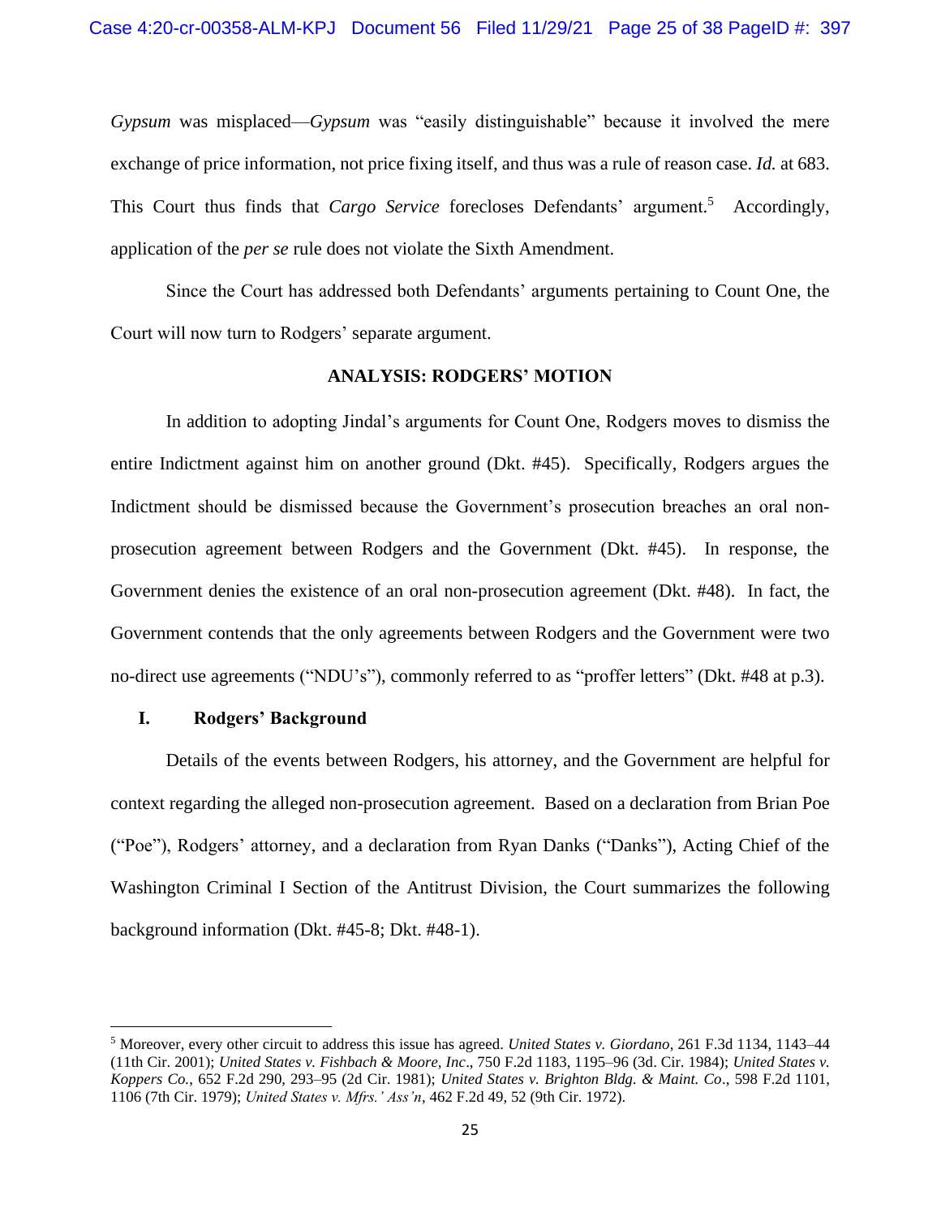*Gypsum* was misplaced—*Gypsum* was "easily distinguishable" because it involved the mere exchange of price information, not price fixing itself, and thus was a rule of reason case. *Id.* at 683. This Court thus finds that *Cargo Service* forecloses Defendants' argument.[5] Accordingly, application of the *per se* rule does not violate the Sixth Amendment.

Since the Court has addressed both Defendants' arguments pertaining to Count One, the Court will now turn to Rodgers' separate argument.

## ANALYSIS: RODGERS' MOTION

In addition to adopting Jindal's arguments for Count One, Rodgers moves to dismiss the entire Indictment against him on another ground (Dkt. #45). Specifically, Rodgers argues the Indictment should be dismissed because the Government's prosecution breaches an oral non-prosecution agreement between Rodgers and the Government (Dkt. #45). In response, the Government denies the existence of an oral non-prosecution agreement (Dkt. #48). In fact, the Government contends that the only agreements between Rodgers and the Government were two no-direct use agreements ("NDU's"), commonly referred to as "proffer letters" (Dkt. #48 at p.3).

### I. Rodgers' Background

Details of the events between Rodgers, his attorney, and the Government are helpful for context regarding the alleged non-prosecution agreement. Based on a declaration from Brian Poe ("Poe"), Rodgers' attorney, and a declaration from Ryan Danks ("Danks"), Acting Chief of the Washington Criminal I Section of the Antitrust Division, the Court summarizes the following background information (Dkt. #45-8; Dkt. #48-1).

---

[5] Moreover, every other circuit to address this issue has agreed. *United States v. Giordano*, 261 F.3d 1134, 1143–44 (11th Cir. 2001); *United States v. Fishbach & Moore, Inc*., 750 F.2d 1183, 1195–96 (3d. Cir. 1984); *United States v. Koppers Co.*, 652 F.2d 290, 293–95 (2d Cir. 1981); *United States v. Brighton Bldg. & Maint. Co*., 598 F.2d 1101, 1106 (7th Cir. 1979); *United States v. Mfrs.' Ass'n*, 462 F.2d 49, 52 (9th Cir. 1972).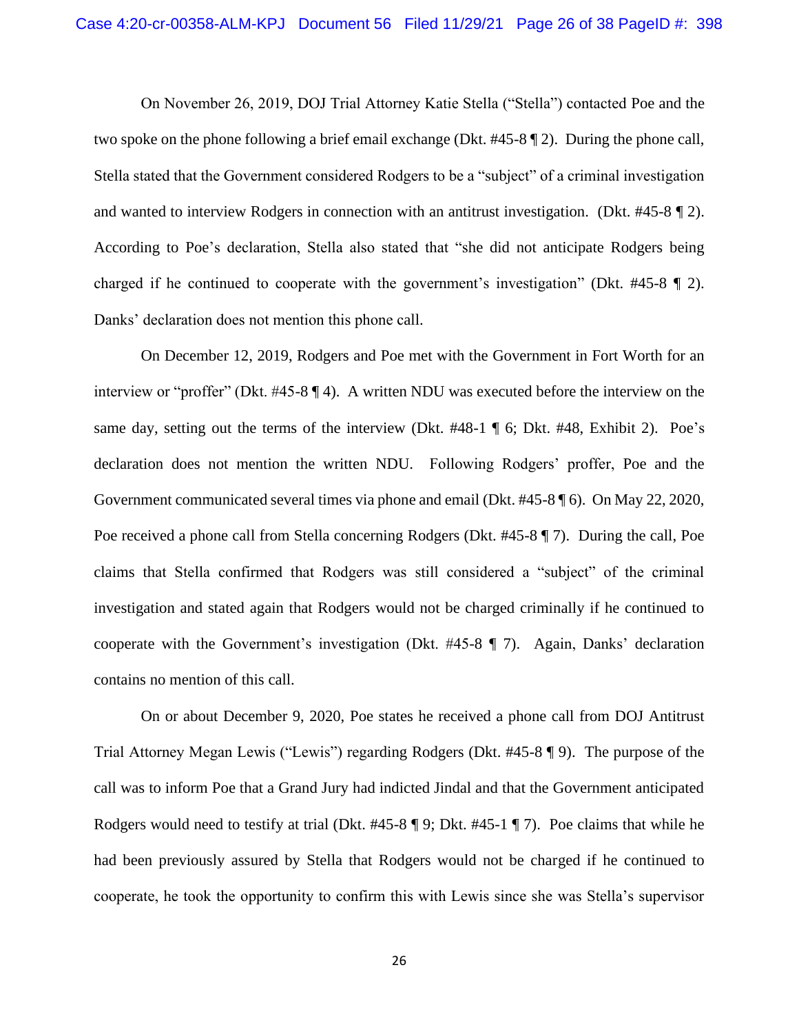On November 26, 2019, DOJ Trial Attorney Katie Stella ("Stella") contacted Poe and the two spoke on the phone following a brief email exchange (Dkt. #45-8 ¶ 2). During the phone call, Stella stated that the Government considered Rodgers to be a "subject" of a criminal investigation and wanted to interview Rodgers in connection with an antitrust investigation. (Dkt. #45-8 ¶ 2). According to Poe's declaration, Stella also stated that "she did not anticipate Rodgers being charged if he continued to cooperate with the government's investigation" (Dkt. #45-8 ¶ 2). Danks' declaration does not mention this phone call.

On December 12, 2019, Rodgers and Poe met with the Government in Fort Worth for an interview or "proffer" (Dkt. #45-8 ¶ 4). A written NDU was executed before the interview on the same day, setting out the terms of the interview (Dkt. #48-1 ¶ 6; Dkt. #48, Exhibit 2). Poe's declaration does not mention the written NDU. Following Rodgers' proffer, Poe and the Government communicated several times via phone and email (Dkt. #45-8 ¶ 6). On May 22, 2020, Poe received a phone call from Stella concerning Rodgers (Dkt. #45-8 ¶ 7). During the call, Poe claims that Stella confirmed that Rodgers was still considered a "subject" of the criminal investigation and stated again that Rodgers would not be charged criminally if he continued to cooperate with the Government's investigation (Dkt. #45-8 ¶ 7). Again, Danks' declaration contains no mention of this call.

On or about December 9, 2020, Poe states he received a phone call from DOJ Antitrust Trial Attorney Megan Lewis ("Lewis") regarding Rodgers (Dkt. #45-8 ¶ 9). The purpose of the call was to inform Poe that a Grand Jury had indicted Jindal and that the Government anticipated Rodgers would need to testify at trial (Dkt. #45-8 ¶ 9; Dkt. #45-1 ¶ 7). Poe claims that while he had been previously assured by Stella that Rodgers would not be charged if he continued to cooperate, he took the opportunity to confirm this with Lewis since she was Stella's supervisor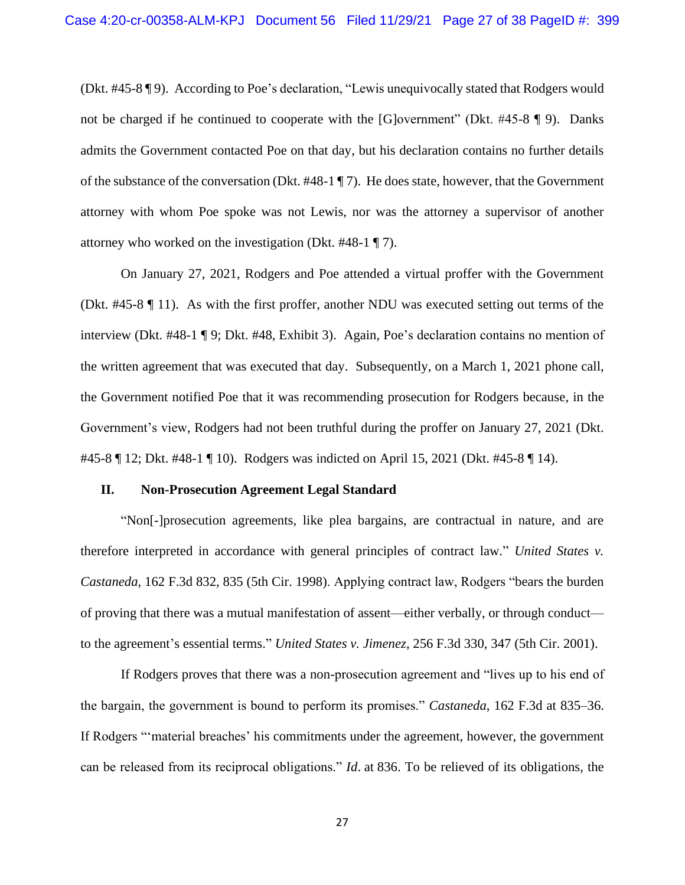(Dkt. #45-8 ¶ 9). According to Poe's declaration, "Lewis unequivocally stated that Rodgers would not be charged if he continued to cooperate with the [G]overnment" (Dkt. #45-8 ¶ 9). Danks admits the Government contacted Poe on that day, but his declaration contains no further details of the substance of the conversation (Dkt. #48-1 ¶ 7). He does state, however, that the Government attorney with whom Poe spoke was not Lewis, nor was the attorney a supervisor of another attorney who worked on the investigation (Dkt. #48-1 ¶ 7).

On January 27, 2021, Rodgers and Poe attended a virtual proffer with the Government (Dkt. #45-8 ¶ 11). As with the first proffer, another NDU was executed setting out terms of the interview (Dkt. #48-1 ¶ 9; Dkt. #48, Exhibit 3). Again, Poe's declaration contains no mention of the written agreement that was executed that day. Subsequently, on a March 1, 2021 phone call, the Government notified Poe that it was recommending prosecution for Rodgers because, in the Government's view, Rodgers had not been truthful during the proffer on January 27, 2021 (Dkt. #45-8 ¶ 12; Dkt. #48-1 ¶ 10). Rodgers was indicted on April 15, 2021 (Dkt. #45-8 ¶ 14).

## II. Non-Prosecution Agreement Legal Standard

"Non[-]prosecution agreements, like plea bargains, are contractual in nature, and are therefore interpreted in accordance with general principles of contract law." *United States v. Castaneda*, 162 F.3d 832, 835 (5th Cir. 1998). Applying contract law, Rodgers "bears the burden of proving that there was a mutual manifestation of assent—either verbally, or through conduct—to the agreement's essential terms." *United States v. Jimenez*, 256 F.3d 330, 347 (5th Cir. 2001).

If Rodgers proves that there was a non-prosecution agreement and "lives up to his end of the bargain, the government is bound to perform its promises." *Castaneda*, 162 F.3d at 835–36. If Rodgers "'material breaches' his commitments under the agreement, however, the government can be released from its reciprocal obligations." *Id*. at 836. To be relieved of its obligations, the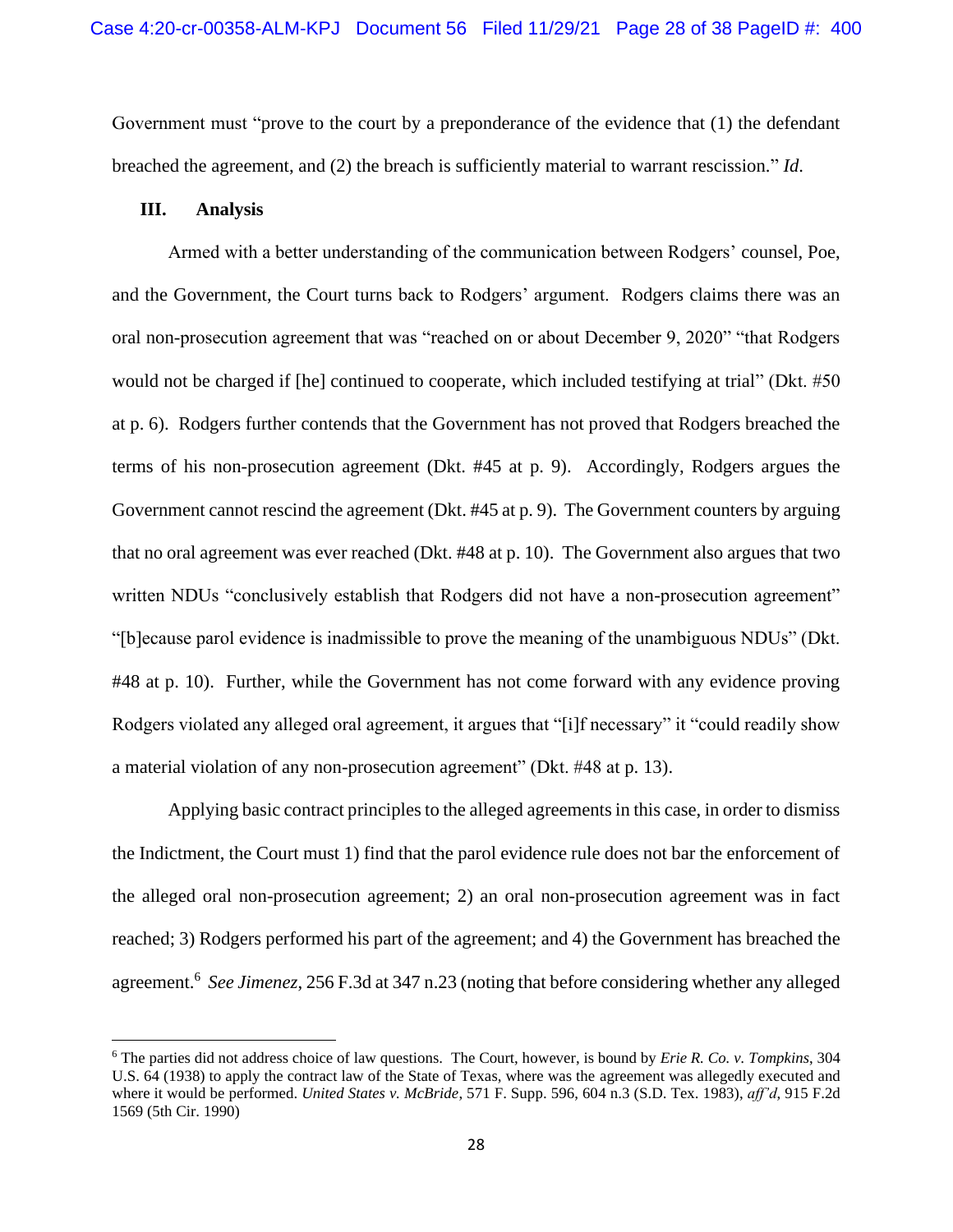Government must "prove to the court by a preponderance of the evidence that (1) the defendant breached the agreement, and (2) the breach is sufficiently material to warrant rescission." *Id.*

### III. Analysis

Armed with a better understanding of the communication between Rodgers' counsel, Poe, and the Government, the Court turns back to Rodgers' argument. Rodgers claims there was an oral non-prosecution agreement that was "reached on or about December 9, 2020" "that Rodgers would not be charged if [he] continued to cooperate, which included testifying at trial" (Dkt. #50 at p. 6). Rodgers further contends that the Government has not proved that Rodgers breached the terms of his non-prosecution agreement (Dkt. #45 at p. 9). Accordingly, Rodgers argues the Government cannot rescind the agreement (Dkt. #45 at p. 9). The Government counters by arguing that no oral agreement was ever reached (Dkt. #48 at p. 10). The Government also argues that two written NDUs "conclusively establish that Rodgers did not have a non-prosecution agreement" "[b]ecause parol evidence is inadmissible to prove the meaning of the unambiguous NDUs" (Dkt. #48 at p. 10). Further, while the Government has not come forward with any evidence proving Rodgers violated any alleged oral agreement, it argues that "[i]f necessary" it "could readily show a material violation of any non-prosecution agreement" (Dkt. #48 at p. 13).

Applying basic contract principles to the alleged agreements in this case, in order to dismiss the Indictment, the Court must 1) find that the parol evidence rule does not bar the enforcement of the alleged oral non-prosecution agreement; 2) an oral non-prosecution agreement was in fact reached; 3) Rodgers performed his part of the agreement; and 4) the Government has breached the agreement.[6] *See Jimenez*, 256 F.3d at 347 n.23 (noting that before considering whether any alleged

---

[6] The parties did not address choice of law questions. The Court, however, is bound by *Erie R. Co. v. Tompkins*, 304 U.S. 64 (1938) to apply the contract law of the State of Texas, where was the agreement was allegedly executed and where it would be performed. *United States v. McBride*, 571 F. Supp. 596, 604 n.3 (S.D. Tex. 1983), *aff'd*, 915 F.2d 1569 (5th Cir. 1990)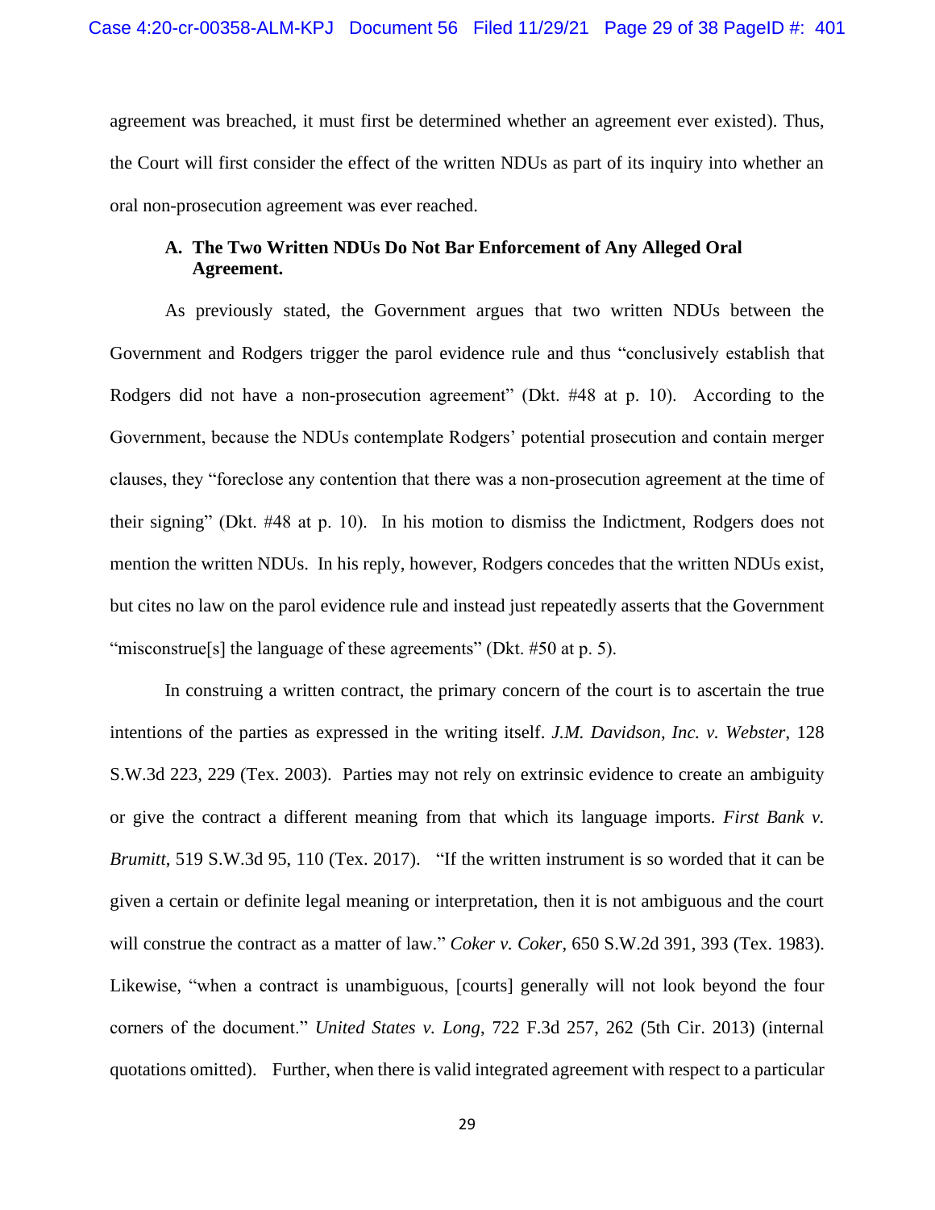agreement was breached, it must first be determined whether an agreement ever existed). Thus, the Court will first consider the effect of the written NDUs as part of its inquiry into whether an oral non-prosecution agreement was ever reached.

### A. The Two Written NDUs Do Not Bar Enforcement of Any Alleged Oral Agreement.

As previously stated, the Government argues that two written NDUs between the Government and Rodgers trigger the parol evidence rule and thus "conclusively establish that Rodgers did not have a non-prosecution agreement" (Dkt. #48 at p. 10). According to the Government, because the NDUs contemplate Rodgers' potential prosecution and contain merger clauses, they "foreclose any contention that there was a non-prosecution agreement at the time of their signing" (Dkt. #48 at p. 10). In his motion to dismiss the Indictment, Rodgers does not mention the written NDUs. In his reply, however, Rodgers concedes that the written NDUs exist, but cites no law on the parol evidence rule and instead just repeatedly asserts that the Government "misconstrue[s] the language of these agreements" (Dkt. #50 at p. 5).

In construing a written contract, the primary concern of the court is to ascertain the true intentions of the parties as expressed in the writing itself. *J.M. Davidson, Inc. v. Webster*, 128 S.W.3d 223, 229 (Tex. 2003). Parties may not rely on extrinsic evidence to create an ambiguity or give the contract a different meaning from that which its language imports. *First Bank v. Brumitt*, 519 S.W.3d 95, 110 (Tex. 2017). "If the written instrument is so worded that it can be given a certain or definite legal meaning or interpretation, then it is not ambiguous and the court will construe the contract as a matter of law." *Coker v. Coker*, 650 S.W.2d 391, 393 (Tex. 1983). Likewise, "when a contract is unambiguous, [courts] generally will not look beyond the four corners of the document." *United States v. Long*, 722 F.3d 257, 262 (5th Cir. 2013) (internal quotations omitted). Further, when there is valid integrated agreement with respect to a particular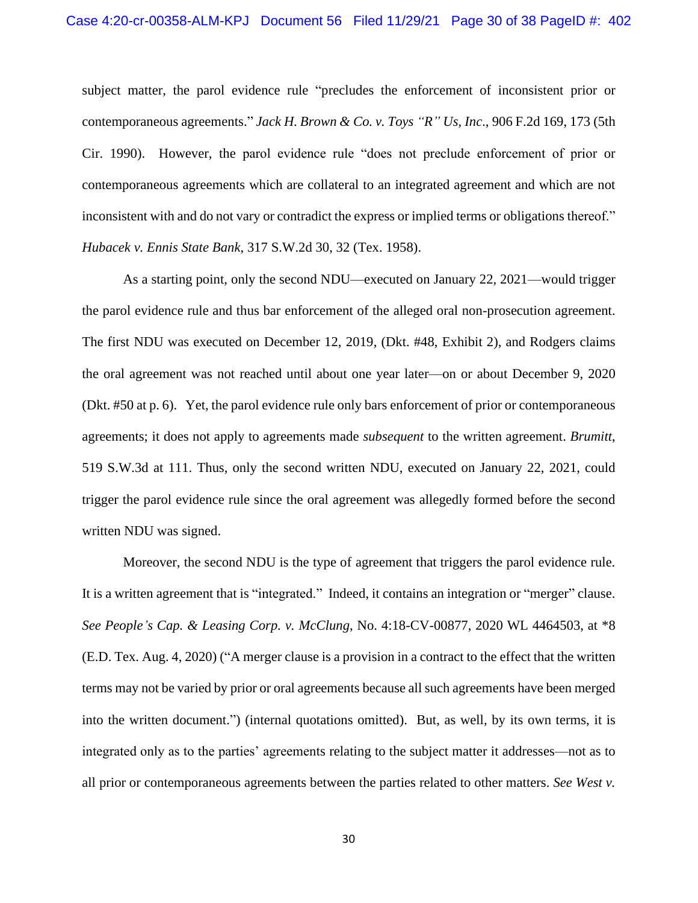subject matter, the parol evidence rule "precludes the enforcement of inconsistent prior or contemporaneous agreements." *Jack H. Brown & Co. v. Toys "R" Us, Inc.*, 906 F.2d 169, 173 (5th Cir. 1990). However, the parol evidence rule "does not preclude enforcement of prior or contemporaneous agreements which are collateral to an integrated agreement and which are not inconsistent with and do not vary or contradict the express or implied terms or obligations thereof." *Hubacek v. Ennis State Bank*, 317 S.W.2d 30, 32 (Tex. 1958).

As a starting point, only the second NDU—executed on January 22, 2021—would trigger the parol evidence rule and thus bar enforcement of the alleged oral non-prosecution agreement. The first NDU was executed on December 12, 2019, (Dkt. #48, Exhibit 2), and Rodgers claims the oral agreement was not reached until about one year later—on or about December 9, 2020 (Dkt. #50 at p. 6). Yet, the parol evidence rule only bars enforcement of prior or contemporaneous agreements; it does not apply to agreements made *subsequent* to the written agreement. *Brumitt*, 519 S.W.3d at 111. Thus, only the second written NDU, executed on January 22, 2021, could trigger the parol evidence rule since the oral agreement was allegedly formed before the second written NDU was signed.

Moreover, the second NDU is the type of agreement that triggers the parol evidence rule. It is a written agreement that is "integrated." Indeed, it contains an integration or "merger" clause. *See People's Cap. & Leasing Corp. v. McClung*, No. 4:18-CV-00877, 2020 WL 4464503, at *8 (E.D. Tex. Aug. 4, 2020) ("A merger clause is a provision in a contract to the effect that the written terms may not be varied by prior or oral agreements because all such agreements have been merged into the written document.") (internal quotations omitted). But, as well, by its own terms, it is integrated only as to the parties' agreements relating to the subject matter it addresses—not as to all prior or contemporaneous agreements between the parties related to other matters. *See West v.*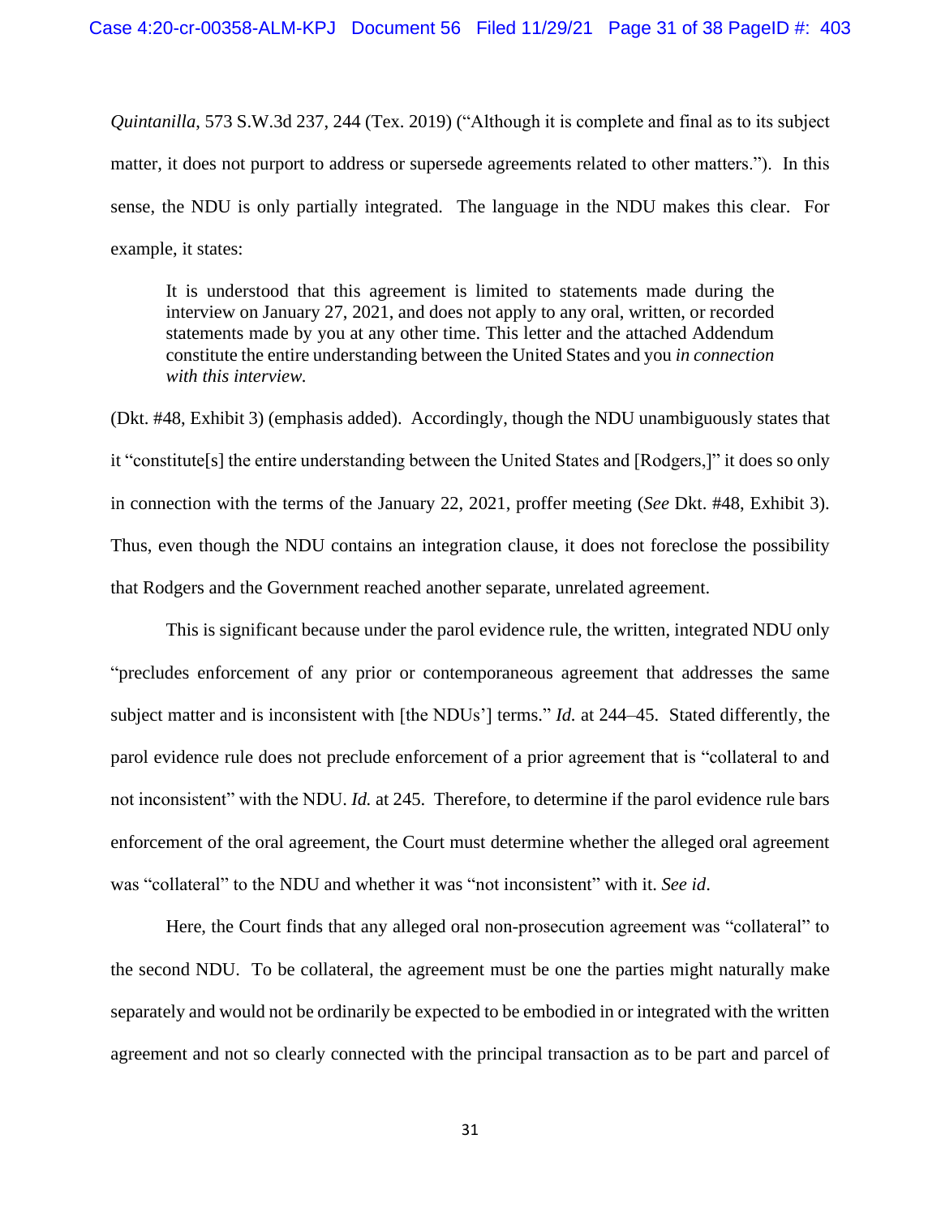*Quintanilla*, 573 S.W.3d 237, 244 (Tex. 2019) ("Although it is complete and final as to its subject matter, it does not purport to address or supersede agreements related to other matters."). In this sense, the NDU is only partially integrated. The language in the NDU makes this clear. For example, it states:

> It is understood that this agreement is limited to statements made during the interview on January 27, 2021, and does not apply to any oral, written, or recorded statements made by you at any other time. This letter and the attached Addendum constitute the entire understanding between the United States and you *in connection with this interview.*

(Dkt. #48, Exhibit 3) (emphasis added). Accordingly, though the NDU unambiguously states that it "constitute[s] the entire understanding between the United States and [Rodgers,]" it does so only in connection with the terms of the January 22, 2021, proffer meeting (*See* Dkt. #48, Exhibit 3). Thus, even though the NDU contains an integration clause, it does not foreclose the possibility that Rodgers and the Government reached another separate, unrelated agreement.

This is significant because under the parol evidence rule, the written, integrated NDU only "precludes enforcement of any prior or contemporaneous agreement that addresses the same subject matter and is inconsistent with [the NDUs'] terms." *Id.* at 244–45. Stated differently, the parol evidence rule does not preclude enforcement of a prior agreement that is "collateral to and not inconsistent" with the NDU. *Id.* at 245. Therefore, to determine if the parol evidence rule bars enforcement of the oral agreement, the Court must determine whether the alleged oral agreement was "collateral" to the NDU and whether it was "not inconsistent" with it. *See id*.

Here, the Court finds that any alleged oral non-prosecution agreement was "collateral" to the second NDU. To be collateral, the agreement must be one the parties might naturally make separately and would not be ordinarily be expected to be embodied in or integrated with the written agreement and not so clearly connected with the principal transaction as to be part and parcel of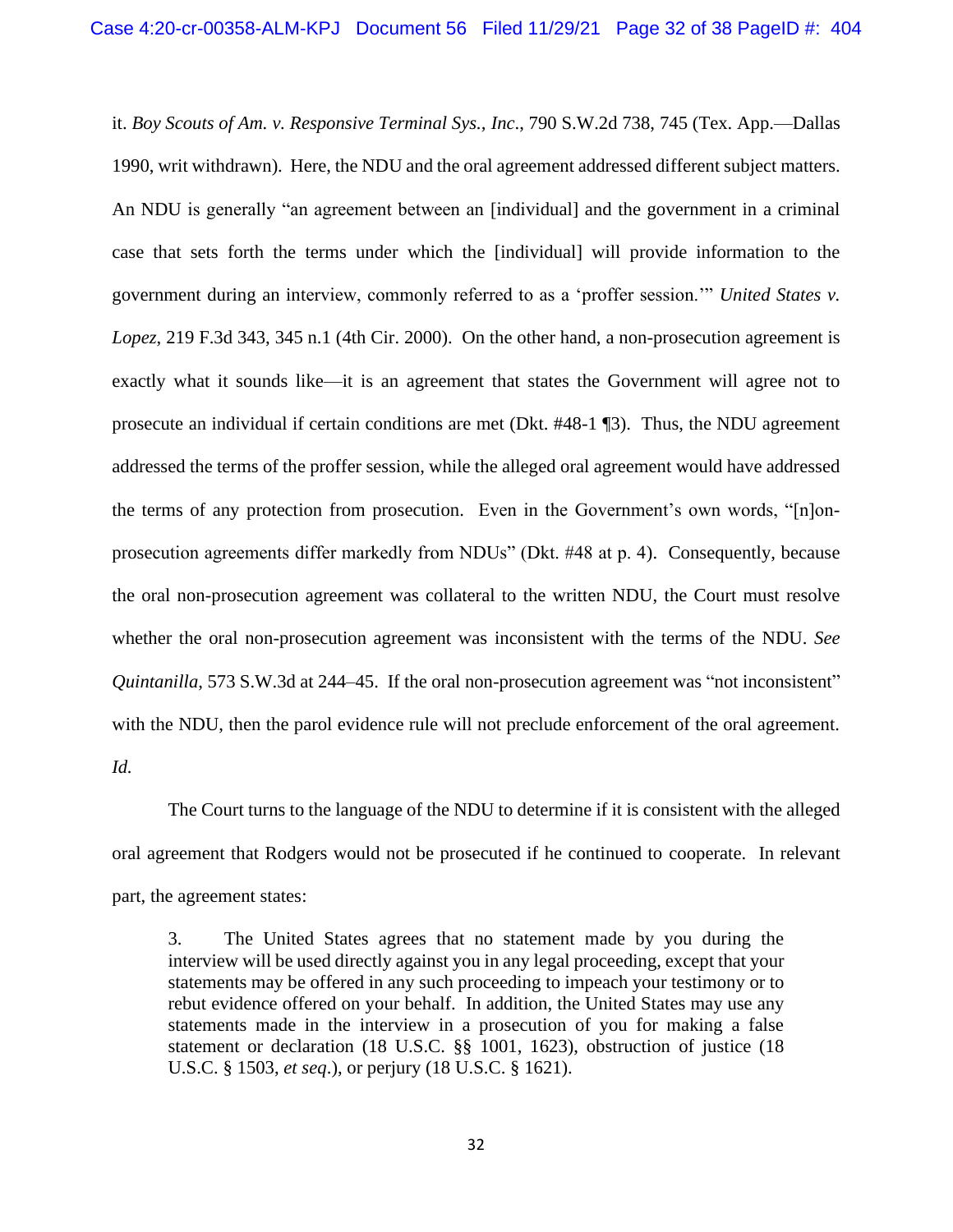it. *Boy Scouts of Am. v. Responsive Terminal Sys., Inc.*, 790 S.W.2d 738, 745 (Tex. App.—Dallas 1990, writ withdrawn). Here, the NDU and the oral agreement addressed different subject matters. An NDU is generally "an agreement between an [individual] and the government in a criminal case that sets forth the terms under which the [individual] will provide information to the government during an interview, commonly referred to as a 'proffer session.'" *United States v. Lopez*, 219 F.3d 343, 345 n.1 (4th Cir. 2000). On the other hand, a non-prosecution agreement is exactly what it sounds like—it is an agreement that states the Government will agree not to prosecute an individual if certain conditions are met (Dkt. #48-1 ¶3). Thus, the NDU agreement addressed the terms of the proffer session, while the alleged oral agreement would have addressed the terms of any protection from prosecution. Even in the Government's own words, "[n]on-prosecution agreements differ markedly from NDUs" (Dkt. #48 at p. 4). Consequently, because the oral non-prosecution agreement was collateral to the written NDU, the Court must resolve whether the oral non-prosecution agreement was inconsistent with the terms of the NDU. *See Quintanilla*, 573 S.W.3d at 244–45. If the oral non-prosecution agreement was "not inconsistent" with the NDU, then the parol evidence rule will not preclude enforcement of the oral agreement. *Id.*

The Court turns to the language of the NDU to determine if it is consistent with the alleged oral agreement that Rodgers would not be prosecuted if he continued to cooperate. In relevant part, the agreement states:

> 3. The United States agrees that no statement made by you during the interview will be used directly against you in any legal proceeding, except that your statements may be offered in any such proceeding to impeach your testimony or to rebut evidence offered on your behalf. In addition, the United States may use any statements made in the interview in a prosecution of you for making a false statement or declaration (18 U.S.C. §§ 1001, 1623), obstruction of justice (18 U.S.C. § 1503, *et seq*.), or perjury (18 U.S.C. § 1621).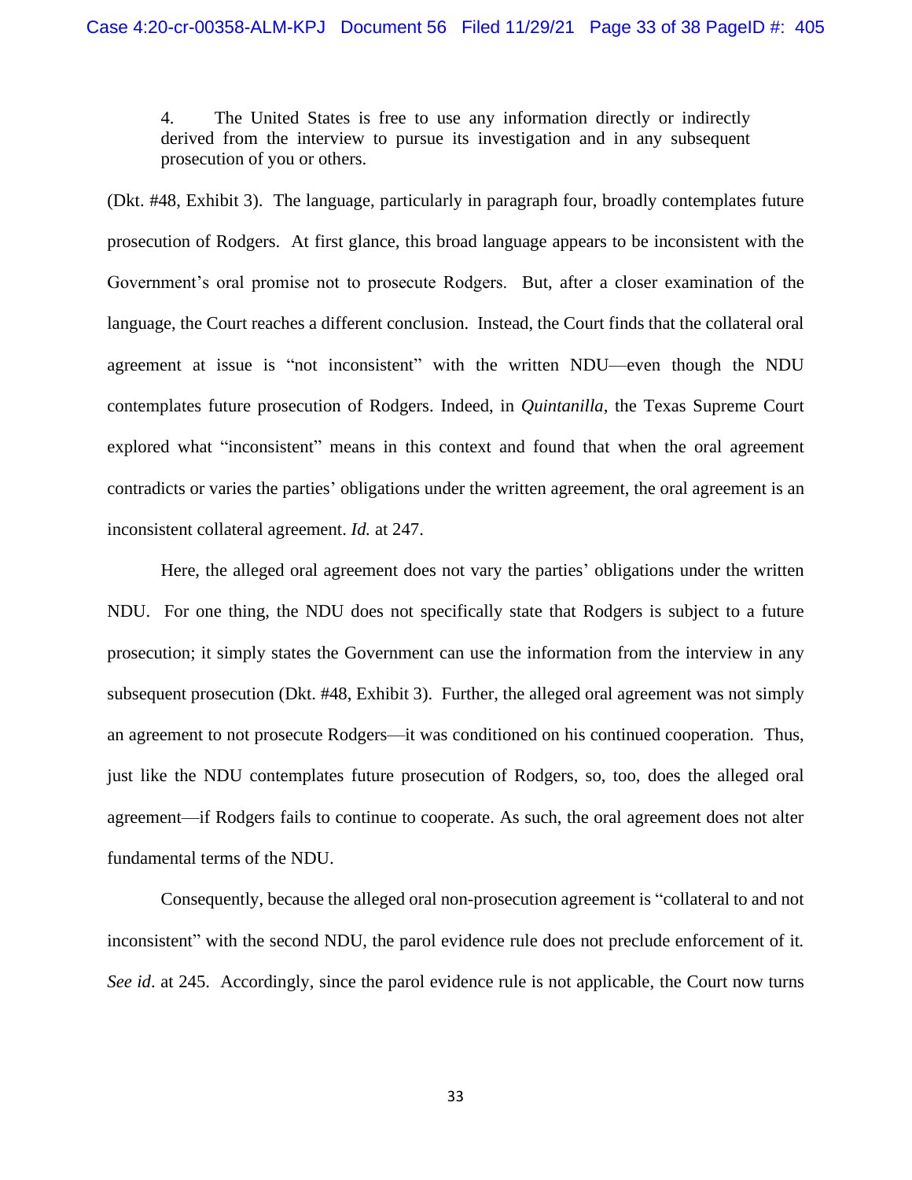> 4. The United States is free to use any information directly or indirectly derived from the interview to pursue its investigation and in any subsequent prosecution of you or others.

(Dkt. #48, Exhibit 3). The language, particularly in paragraph four, broadly contemplates future prosecution of Rodgers. At first glance, this broad language appears to be inconsistent with the Government's oral promise not to prosecute Rodgers. But, after a closer examination of the language, the Court reaches a different conclusion. Instead, the Court finds that the collateral oral agreement at issue is "not inconsistent" with the written NDU—even though the NDU contemplates future prosecution of Rodgers. Indeed, in *Quintanilla*, the Texas Supreme Court explored what "inconsistent" means in this context and found that when the oral agreement contradicts or varies the parties' obligations under the written agreement, the oral agreement is an inconsistent collateral agreement. *Id.* at 247.

Here, the alleged oral agreement does not vary the parties' obligations under the written NDU. For one thing, the NDU does not specifically state that Rodgers is subject to a future prosecution; it simply states the Government can use the information from the interview in any subsequent prosecution (Dkt. #48, Exhibit 3). Further, the alleged oral agreement was not simply an agreement to not prosecute Rodgers—it was conditioned on his continued cooperation. Thus, just like the NDU contemplates future prosecution of Rodgers, so, too, does the alleged oral agreement—if Rodgers fails to continue to cooperate. As such, the oral agreement does not alter fundamental terms of the NDU.

Consequently, because the alleged oral non-prosecution agreement is "collateral to and not inconsistent" with the second NDU, the parol evidence rule does not preclude enforcement of it. *See id*. at 245. Accordingly, since the parol evidence rule is not applicable, the Court now turns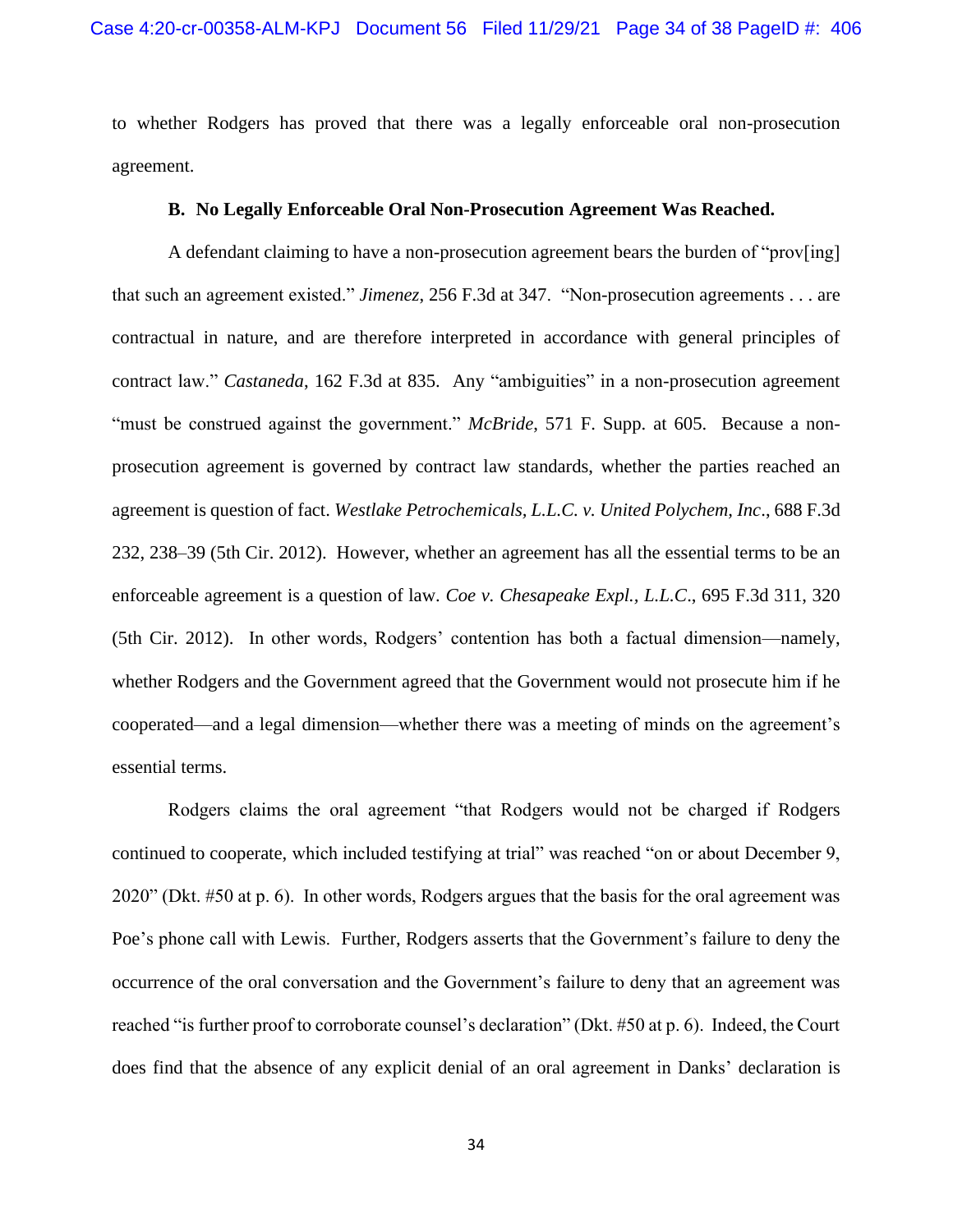to whether Rodgers has proved that there was a legally enforceable oral non-prosecution agreement.

### B. No Legally Enforceable Oral Non-Prosecution Agreement Was Reached.

A defendant claiming to have a non-prosecution agreement bears the burden of "prov[ing] that such an agreement existed." *Jimenez*, 256 F.3d at 347. "Non-prosecution agreements . . . are contractual in nature, and are therefore interpreted in accordance with general principles of contract law." *Castaneda*, 162 F.3d at 835. Any "ambiguities" in a non-prosecution agreement "must be construed against the government." *McBride*, 571 F. Supp. at 605. Because a non-prosecution agreement is governed by contract law standards, whether the parties reached an agreement is question of fact. *Westlake Petrochemicals, L.L.C. v. United Polychem, Inc.*, 688 F.3d 232, 238–39 (5th Cir. 2012). However, whether an agreement has all the essential terms to be an enforceable agreement is a question of law. *Coe v. Chesapeake Expl., L.L.C.*, 695 F.3d 311, 320 (5th Cir. 2012). In other words, Rodgers' contention has both a factual dimension—namely, whether Rodgers and the Government agreed that the Government would not prosecute him if he cooperated—and a legal dimension—whether there was a meeting of minds on the agreement's essential terms.

Rodgers claims the oral agreement "that Rodgers would not be charged if Rodgers continued to cooperate, which included testifying at trial" was reached "on or about December 9, 2020" (Dkt. #50 at p. 6). In other words, Rodgers argues that the basis for the oral agreement was Poe's phone call with Lewis. Further, Rodgers asserts that the Government's failure to deny the occurrence of the oral conversation and the Government's failure to deny that an agreement was reached "is further proof to corroborate counsel's declaration" (Dkt. #50 at p. 6). Indeed, the Court does find that the absence of any explicit denial of an oral agreement in Danks' declaration is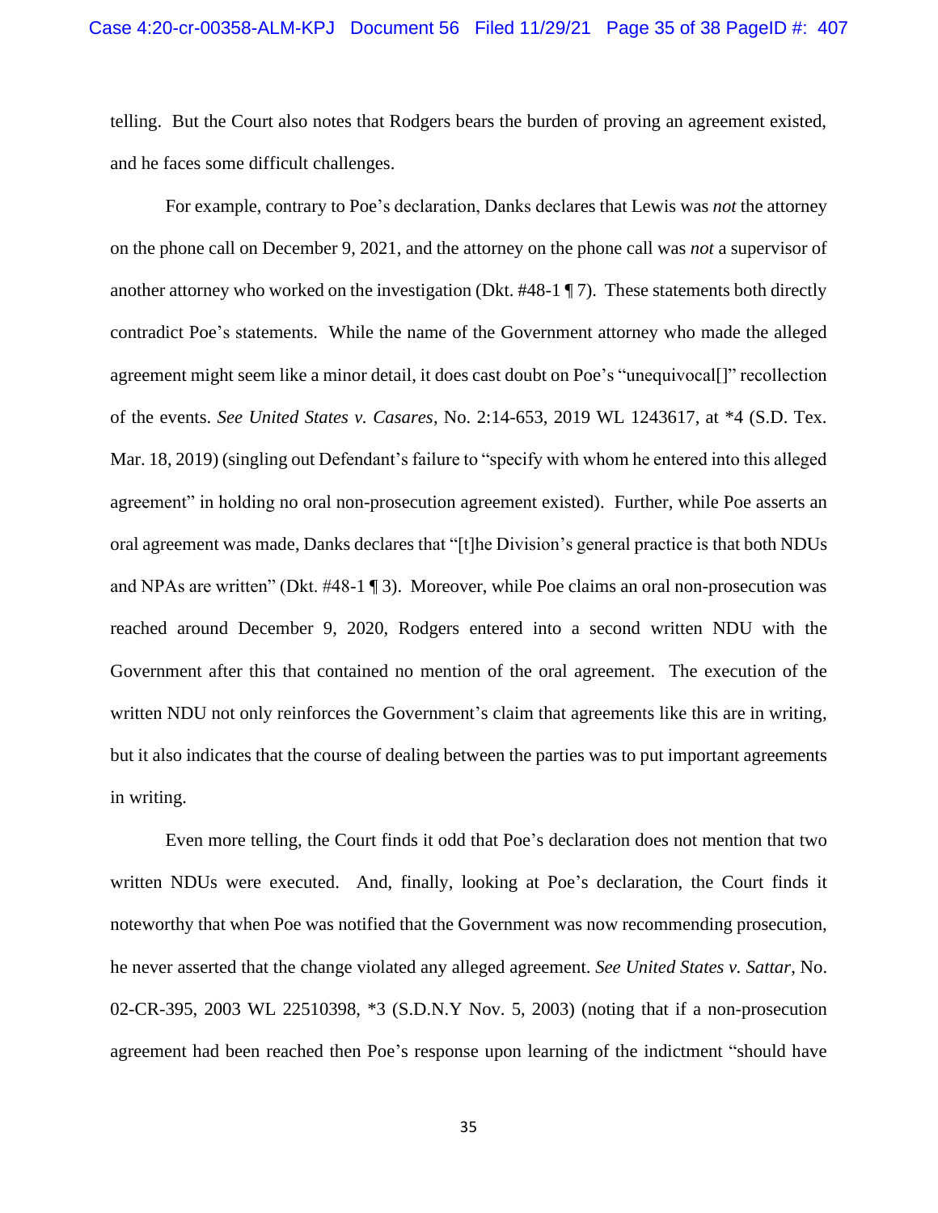telling. But the Court also notes that Rodgers bears the burden of proving an agreement existed, and he faces some difficult challenges.

For example, contrary to Poe's declaration, Danks declares that Lewis was *not* the attorney on the phone call on December 9, 2021, and the attorney on the phone call was *not* a supervisor of another attorney who worked on the investigation (Dkt. #48-1 ¶ 7). These statements both directly contradict Poe's statements. While the name of the Government attorney who made the alleged agreement might seem like a minor detail, it does cast doubt on Poe's "unequivocal[]" recollection of the events. *See United States v. Casares*, No. 2:14-653, 2019 WL 1243617, at *4 (S.D. Tex. Mar. 18, 2019) (singling out Defendant's failure to "specify with whom he entered into this alleged agreement" in holding no oral non-prosecution agreement existed). Further, while Poe asserts an oral agreement was made, Danks declares that "[t]he Division's general practice is that both NDUs and NPAs are written" (Dkt. #48-1 ¶ 3). Moreover, while Poe claims an oral non-prosecution was reached around December 9, 2020, Rodgers entered into a second written NDU with the Government after this that contained no mention of the oral agreement. The execution of the written NDU not only reinforces the Government's claim that agreements like this are in writing, but it also indicates that the course of dealing between the parties was to put important agreements in writing.

Even more telling, the Court finds it odd that Poe's declaration does not mention that two written NDUs were executed. And, finally, looking at Poe's declaration, the Court finds it noteworthy that when Poe was notified that the Government was now recommending prosecution, he never asserted that the change violated any alleged agreement. *See United States v. Sattar*, No. 02-CR-395, 2003 WL 22510398, *3 (S.D.N.Y Nov. 5, 2003) (noting that if a non-prosecution agreement had been reached then Poe's response upon learning of the indictment "should have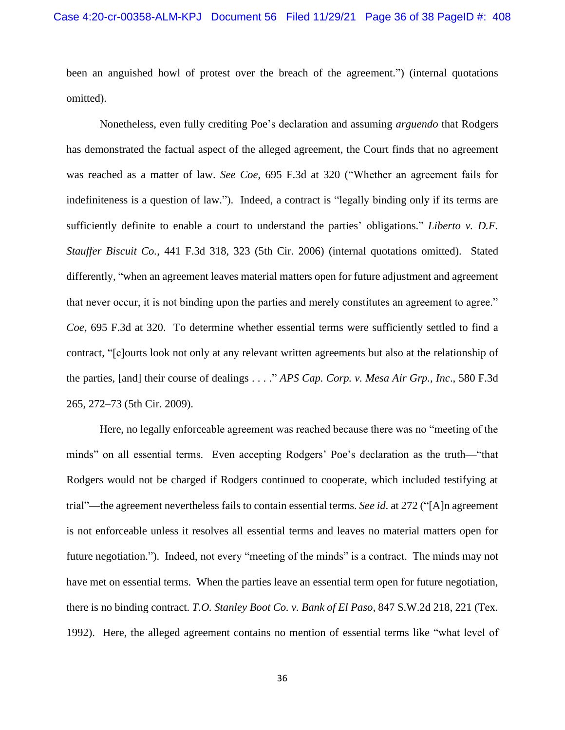been an anguished howl of protest over the breach of the agreement.") (internal quotations omitted).

Nonetheless, even fully crediting Poe's declaration and assuming *arguendo* that Rodgers has demonstrated the factual aspect of the alleged agreement, the Court finds that no agreement was reached as a matter of law. *See Coe*, 695 F.3d at 320 ("Whether an agreement fails for indefiniteness is a question of law."). Indeed, a contract is "legally binding only if its terms are sufficiently definite to enable a court to understand the parties' obligations." *Liberto v. D.F. Stauffer Biscuit Co.*, 441 F.3d 318, 323 (5th Cir. 2006) (internal quotations omitted). Stated differently, "when an agreement leaves material matters open for future adjustment and agreement that never occur, it is not binding upon the parties and merely constitutes an agreement to agree." *Coe*, 695 F.3d at 320. To determine whether essential terms were sufficiently settled to find a contract, "[c]ourts look not only at any relevant written agreements but also at the relationship of the parties, [and] their course of dealings . . . ." *APS Cap. Corp. v. Mesa Air Grp., Inc*., 580 F.3d 265, 272–73 (5th Cir. 2009).

Here, no legally enforceable agreement was reached because there was no "meeting of the minds" on all essential terms. Even accepting Rodgers' Poe's declaration as the truth—"that Rodgers would not be charged if Rodgers continued to cooperate, which included testifying at trial"—the agreement nevertheless fails to contain essential terms. *See id*. at 272 ("[A]n agreement is not enforceable unless it resolves all essential terms and leaves no material matters open for future negotiation."). Indeed, not every "meeting of the minds" is a contract. The minds may not have met on essential terms. When the parties leave an essential term open for future negotiation, there is no binding contract. *T.O. Stanley Boot Co. v. Bank of El Paso*, 847 S.W.2d 218, 221 (Tex. 1992). Here, the alleged agreement contains no mention of essential terms like "what level of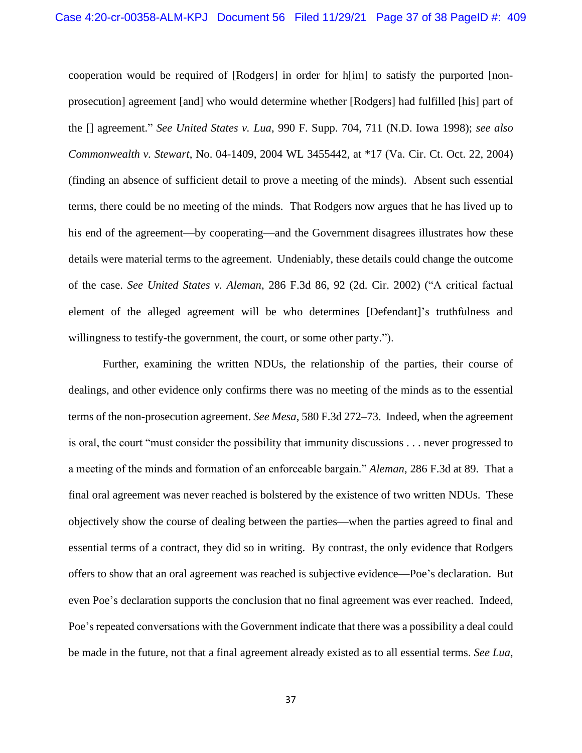cooperation would be required of [Rodgers] in order for h[im] to satisfy the purported [non-prosecution] agreement [and] who would determine whether [Rodgers] had fulfilled [his] part of the [] agreement." *See United States v. Lua*, 990 F. Supp. 704, 711 (N.D. Iowa 1998); *see also Commonwealth v. Stewart*, No. 04-1409, 2004 WL 3455442, at *17 (Va. Cir. Ct. Oct. 22, 2004) (finding an absence of sufficient detail to prove a meeting of the minds). Absent such essential terms, there could be no meeting of the minds. That Rodgers now argues that he has lived up to his end of the agreement—by cooperating—and the Government disagrees illustrates how these details were material terms to the agreement. Undeniably, these details could change the outcome of the case. *See United States v. Aleman*, 286 F.3d 86, 92 (2d. Cir. 2002) ("A critical factual element of the alleged agreement will be who determines [Defendant]'s truthfulness and willingness to testify-the government, the court, or some other party.").

Further, examining the written NDUs, the relationship of the parties, their course of dealings, and other evidence only confirms there was no meeting of the minds as to the essential terms of the non-prosecution agreement. *See Mesa*, 580 F.3d 272–73. Indeed, when the agreement is oral, the court "must consider the possibility that immunity discussions . . . never progressed to a meeting of the minds and formation of an enforceable bargain." *Aleman*, 286 F.3d at 89. That a final oral agreement was never reached is bolstered by the existence of two written NDUs. These objectively show the course of dealing between the parties—when the parties agreed to final and essential terms of a contract, they did so in writing. By contrast, the only evidence that Rodgers offers to show that an oral agreement was reached is subjective evidence—Poe's declaration. But even Poe's declaration supports the conclusion that no final agreement was ever reached. Indeed, Poe's repeated conversations with the Government indicate that there was a possibility a deal could be made in the future, not that a final agreement already existed as to all essential terms. *See Lua*,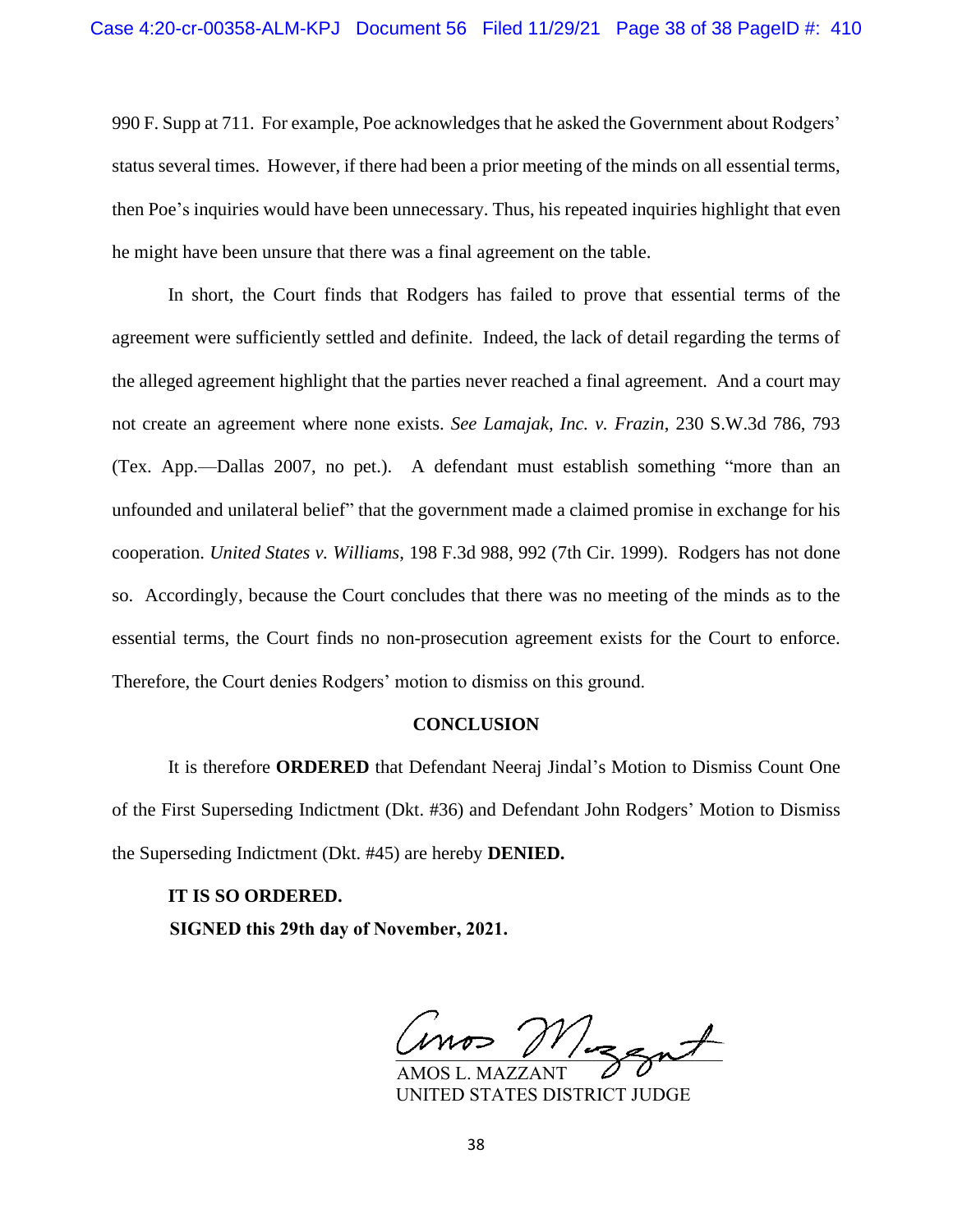990 F. Supp at 711. For example, Poe acknowledges that he asked the Government about Rodgers' status several times. However, if there had been a prior meeting of the minds on all essential terms, then Poe's inquiries would have been unnecessary. Thus, his repeated inquiries highlight that even he might have been unsure that there was a final agreement on the table.

In short, the Court finds that Rodgers has failed to prove that essential terms of the agreement were sufficiently settled and definite. Indeed, the lack of detail regarding the terms of the alleged agreement highlight that the parties never reached a final agreement. And a court may not create an agreement where none exists. *See Lamajak, Inc. v. Frazin*, 230 S.W.3d 786, 793 (Tex. App.—Dallas 2007, no pet.). A defendant must establish something "more than an unfounded and unilateral belief" that the government made a claimed promise in exchange for his cooperation. *United States v. Williams*, 198 F.3d 988, 992 (7th Cir. 1999). Rodgers has not done so. Accordingly, because the Court concludes that there was no meeting of the minds as to the essential terms, the Court finds no non-prosecution agreement exists for the Court to enforce. Therefore, the Court denies Rodgers' motion to dismiss on this ground.

## CONCLUSION

It is therefore **ORDERED** that Defendant Neeraj Jindal's Motion to Dismiss Count One of the First Superseding Indictment (Dkt. #36) and Defendant John Rodgers' Motion to Dismiss the Superseding Indictment (Dkt. #45) are hereby **DENIED.**

**IT IS SO ORDERED.**

**SIGNED this 29th day of November, 2021.**

AMOS L. MAZZANT
UNITED STATES DISTRICT JUDGE